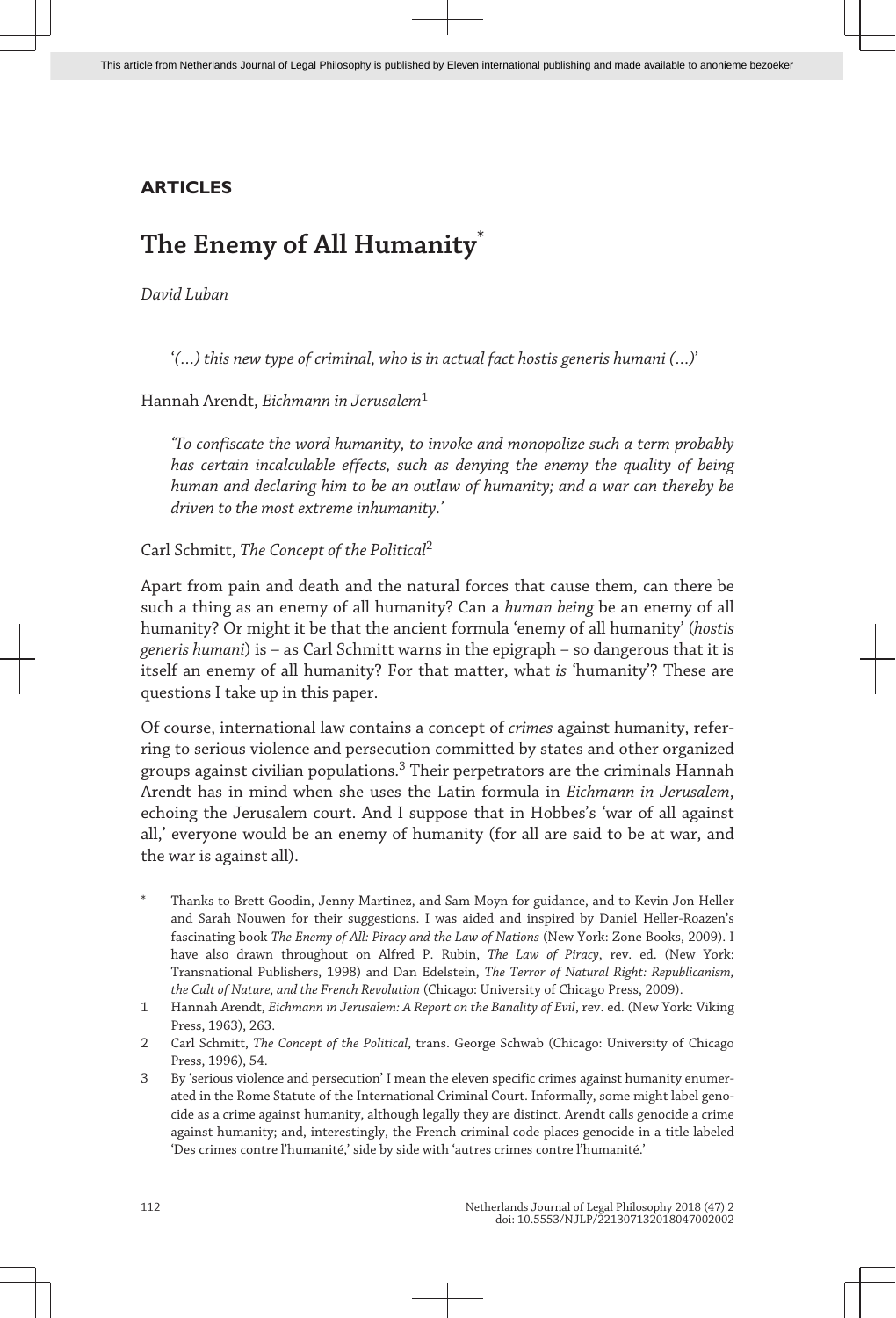## ARTICLES

# The Enemy of All Humanity*

*David Luban*

> '*(…) this new type of criminal, who is in actual fact hostis generis humani (…)*'

Hannah Arendt, *Eichmann in Jerusalem*[1]

> *'To confiscate the word humanity, to invoke and monopolize such a term probably has certain incalculable effects, such as denying the enemy the quality of being human and declaring him to be an outlaw of humanity; and a war can thereby be driven to the most extreme inhumanity.'*

Carl Schmitt, *The Concept of the Political*[2]

Apart from pain and death and the natural forces that cause them, can there be such a thing as an enemy of all humanity? Can a *human being* be an enemy of all humanity? Or might it be that the ancient formula 'enemy of all humanity' (*hostis generis humani*) is – as Carl Schmitt warns in the epigraph – so dangerous that it is itself an enemy of all humanity? For that matter, what *is* 'humanity'? These are questions I take up in this paper.

Of course, international law contains a concept of *crimes* against humanity, referring to serious violence and persecution committed by states and other organized groups against civilian populations.[3] Their perpetrators are the criminals Hannah Arendt has in mind when she uses the Latin formula in *Eichmann in Jerusalem*, echoing the Jerusalem court. And I suppose that in Hobbes's 'war of all against all,' everyone would be an enemy of humanity (for all are said to be at war, and the war is against all).

\* Thanks to Brett Goodin, Jenny Martinez, and Sam Moyn for guidance, and to Kevin Jon Heller and Sarah Nouwen for their suggestions. I was aided and inspired by Daniel Heller-Roazen's fascinating book *The Enemy of All: Piracy and the Law of Nations* (New York: Zone Books, 2009). I have also drawn throughout on Alfred P. Rubin, *The Law of Piracy*, rev. ed. (New York: Transnational Publishers, 1998) and Dan Edelstein, *The Terror of Natural Right: Republicanism, the Cult of Nature, and the French Revolution* (Chicago: University of Chicago Press, 2009).

1 Hannah Arendt, *Eichmann in Jerusalem: A Report on the Banality of Evil*, rev. ed. (New York: Viking Press, 1963), 263.

2 Carl Schmitt, *The Concept of the Political*, trans. George Schwab (Chicago: University of Chicago Press, 1996), 54.

3 By 'serious violence and persecution' I mean the eleven specific crimes against humanity enumerated in the Rome Statute of the International Criminal Court. Informally, some might label genocide as a crime against humanity, although legally they are distinct. Arendt calls genocide a crime against humanity; and, interestingly, the French criminal code places genocide in a title labeled 'Des crimes contre l'humanité,' side by side with 'autres crimes contre l'humanité.'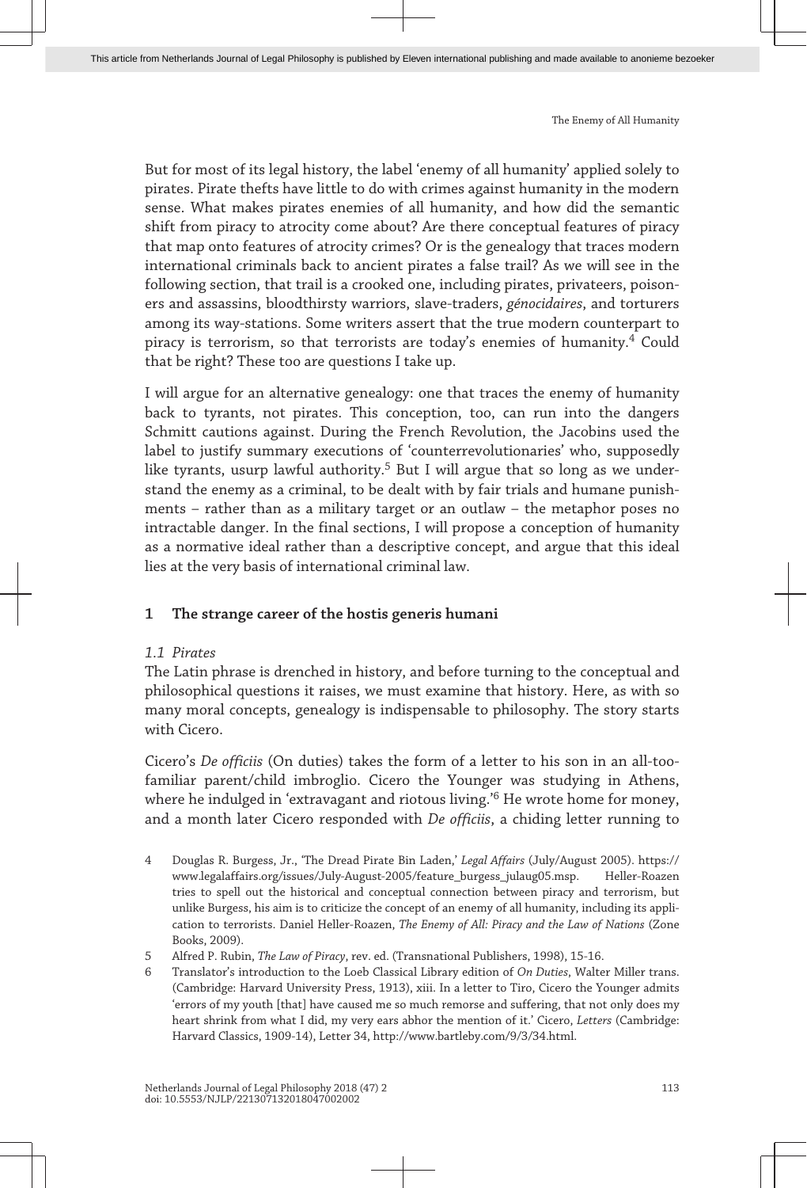But for most of its legal history, the label 'enemy of all humanity' applied solely to pirates. Pirate thefts have little to do with crimes against humanity in the modern sense. What makes pirates enemies of all humanity, and how did the semantic shift from piracy to atrocity come about? Are there conceptual features of piracy that map onto features of atrocity crimes? Or is the genealogy that traces modern international criminals back to ancient pirates a false trail? As we will see in the following section, that trail is a crooked one, including pirates, privateers, poisoners and assassins, bloodthirsty warriors, slave-traders, *génocidaires*, and torturers among its way-stations. Some writers assert that the true modern counterpart to piracy is terrorism, so that terrorists are today's enemies of humanity.[4] Could that be right? These too are questions I take up.

I will argue for an alternative genealogy: one that traces the enemy of humanity back to tyrants, not pirates. This conception, too, can run into the dangers Schmitt cautions against. During the French Revolution, the Jacobins used the label to justify summary executions of 'counterrevolutionaries' who, supposedly like tyrants, usurp lawful authority.[5] But I will argue that so long as we understand the enemy as a criminal, to be dealt with by fair trials and humane punishments – rather than as a military target or an outlaw – the metaphor poses no intractable danger. In the final sections, I will propose a conception of humanity as a normative ideal rather than a descriptive concept, and argue that this ideal lies at the very basis of international criminal law.

## 1 The strange career of the hostis generis humani

### *1.1 Pirates*

The Latin phrase is drenched in history, and before turning to the conceptual and philosophical questions it raises, we must examine that history. Here, as with so many moral concepts, genealogy is indispensable to philosophy. The story starts with Cicero.

Cicero's *De officiis* (On duties) takes the form of a letter to his son in an all-too-familiar parent/child imbroglio. Cicero the Younger was studying in Athens, where he indulged in 'extravagant and riotous living.'[6] He wrote home for money, and a month later Cicero responded with *De officiis*, a chiding letter running to

4 Douglas R. Burgess, Jr., 'The Dread Pirate Bin Laden,' *Legal Affairs* (July/August 2005). https://www.legalaffairs.org/issues/July-August-2005/feature_burgess_julaug05.msp. Heller-Roazen tries to spell out the historical and conceptual connection between piracy and terrorism, but unlike Burgess, his aim is to criticize the concept of an enemy of all humanity, including its application to terrorists. Daniel Heller-Roazen, *The Enemy of All: Piracy and the Law of Nations* (Zone Books, 2009).

5 Alfred P. Rubin, *The Law of Piracy*, rev. ed. (Transnational Publishers, 1998), 15-16.

6 Translator's introduction to the Loeb Classical Library edition of *On Duties*, Walter Miller trans. (Cambridge: Harvard University Press, 1913), xiii. In a letter to Tiro, Cicero the Younger admits 'errors of my youth [that] have caused me so much remorse and suffering, that not only does my heart shrink from what I did, my very ears abhor the mention of it.' Cicero, *Letters* (Cambridge: Harvard Classics, 1909-14), Letter 34, http://www.bartleby.com/9/3/34.html.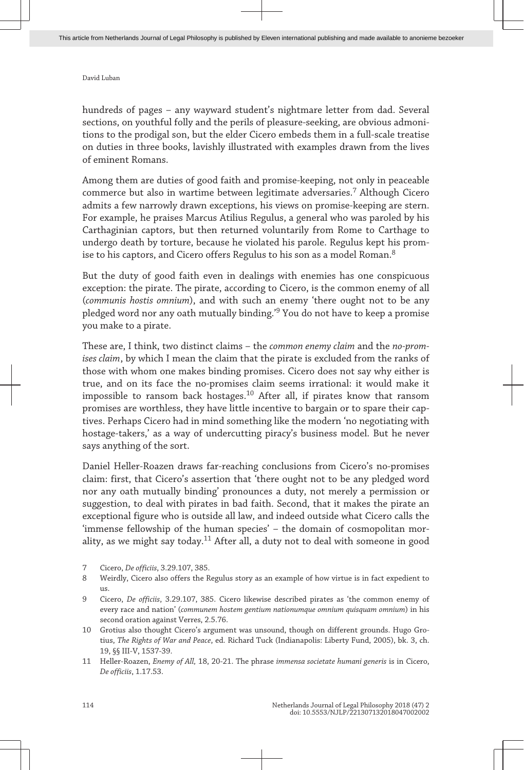hundreds of pages – any wayward student's nightmare letter from dad. Several sections, on youthful folly and the perils of pleasure-seeking, are obvious admonitions to the prodigal son, but the elder Cicero embeds them in a full-scale treatise on duties in three books, lavishly illustrated with examples drawn from the lives of eminent Romans.

Among them are duties of good faith and promise-keeping, not only in peaceable commerce but also in wartime between legitimate adversaries.[7] Although Cicero admits a few narrowly drawn exceptions, his views on promise-keeping are stern. For example, he praises Marcus Atilius Regulus, a general who was paroled by his Carthaginian captors, but then returned voluntarily from Rome to Carthage to undergo death by torture, because he violated his parole. Regulus kept his promise to his captors, and Cicero offers Regulus to his son as a model Roman.[8]

But the duty of good faith even in dealings with enemies has one conspicuous exception: the pirate. The pirate, according to Cicero, is the common enemy of all (*communis hostis omnium*), and with such an enemy 'there ought not to be any pledged word nor any oath mutually binding.'[9] You do not have to keep a promise you make to a pirate.

These are, I think, two distinct claims – the *common enemy claim* and the *no-promises claim*, by which I mean the claim that the pirate is excluded from the ranks of those with whom one makes binding promises. Cicero does not say why either is true, and on its face the no-promises claim seems irrational: it would make it impossible to ransom back hostages.[10] After all, if pirates know that ransom promises are worthless, they have little incentive to bargain or to spare their captives. Perhaps Cicero had in mind something like the modern 'no negotiating with hostage-takers,' as a way of undercutting piracy's business model. But he never says anything of the sort.

Daniel Heller-Roazen draws far-reaching conclusions from Cicero's no-promises claim: first, that Cicero's assertion that 'there ought not to be any pledged word nor any oath mutually binding' pronounces a duty, not merely a permission or suggestion, to deal with pirates in bad faith. Second, that it makes the pirate an exceptional figure who is outside all law, and indeed outside what Cicero calls the 'immense fellowship of the human species' – the domain of cosmopolitan morality, as we might say today.[11] After all, a duty not to deal with someone in good

7 Cicero, *De officiis*, 3.29.107, 385.

8 Weirdly, Cicero also offers the Regulus story as an example of how virtue is in fact expedient to us.

9 Cicero, *De officiis*, 3.29.107, 385. Cicero likewise described pirates as 'the common enemy of every race and nation' (*communem hostem gentium nationumque omnium quisquam omnium*) in his second oration against Verres, 2.5.76.

10 Grotius also thought Cicero's argument was unsound, though on different grounds. Hugo Grotius, *The Rights of War and Peace*, ed. Richard Tuck (Indianapolis: Liberty Fund, 2005), bk. 3, ch. 19, §§ III-V, 1537-39.

11 Heller-Roazen, *Enemy of All,* 18, 20-21. The phrase *immensa societate humani generis* is in Cicero, *De officiis*, 1.17.53.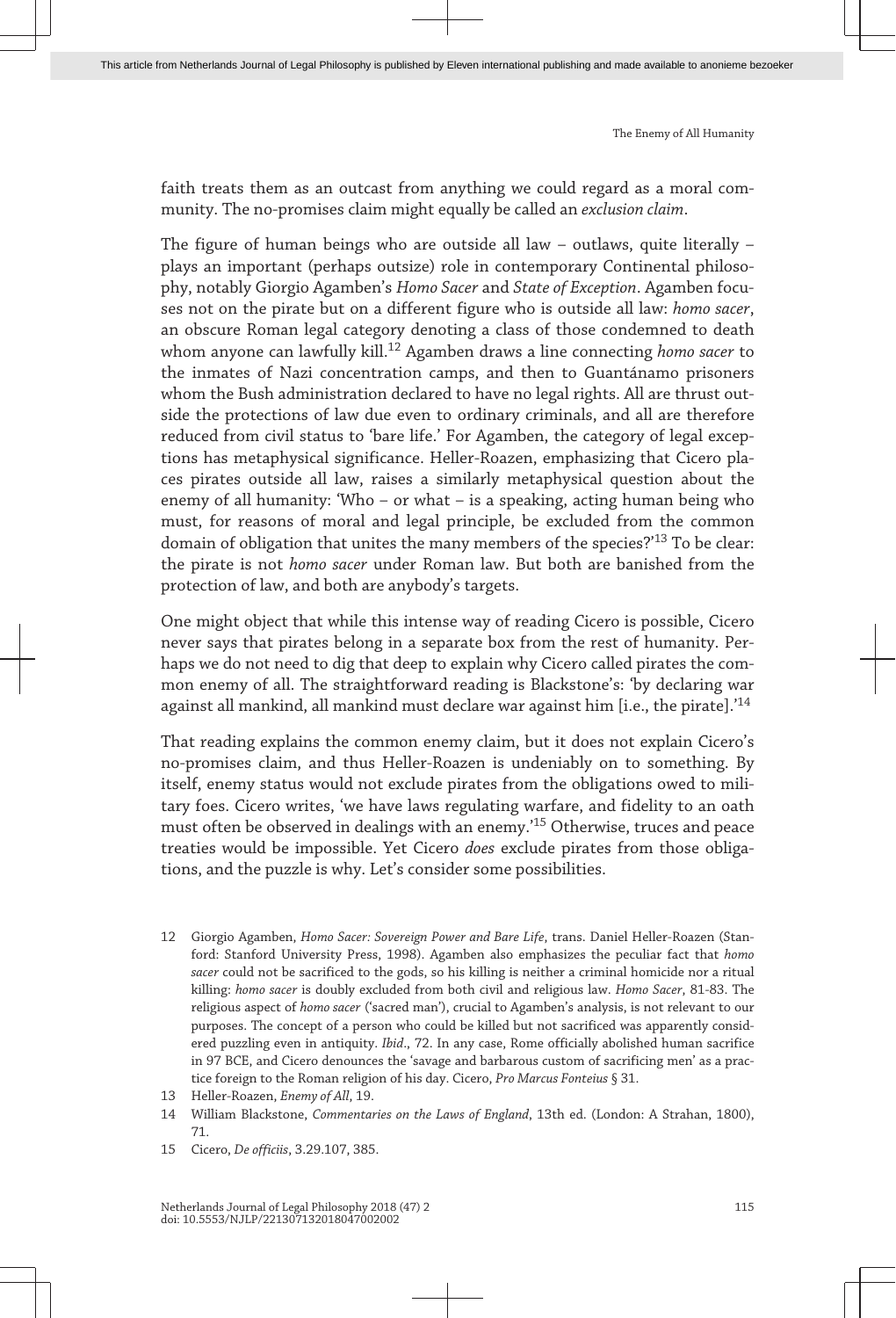faith treats them as an outcast from anything we could regard as a moral community. The no-promises claim might equally be called an *exclusion claim*.

The figure of human beings who are outside all law – outlaws, quite literally – plays an important (perhaps outsize) role in contemporary Continental philosophy, notably Giorgio Agamben's *Homo Sacer* and *State of Exception*. Agamben focuses not on the pirate but on a different figure who is outside all law: *homo sacer*, an obscure Roman legal category denoting a class of those condemned to death whom anyone can lawfully kill.[12] Agamben draws a line connecting *homo sacer* to the inmates of Nazi concentration camps, and then to Guantánamo prisoners whom the Bush administration declared to have no legal rights. All are thrust outside the protections of law due even to ordinary criminals, and all are therefore reduced from civil status to 'bare life.' For Agamben, the category of legal exceptions has metaphysical significance. Heller-Roazen, emphasizing that Cicero places pirates outside all law, raises a similarly metaphysical question about the enemy of all humanity: 'Who – or what – is a speaking, acting human being who must, for reasons of moral and legal principle, be excluded from the common domain of obligation that unites the many members of the species?'[13] To be clear: the pirate is not *homo sacer* under Roman law. But both are banished from the protection of law, and both are anybody's targets.

One might object that while this intense way of reading Cicero is possible, Cicero never says that pirates belong in a separate box from the rest of humanity. Perhaps we do not need to dig that deep to explain why Cicero called pirates the common enemy of all. The straightforward reading is Blackstone's: 'by declaring war against all mankind, all mankind must declare war against him [i.e., the pirate].'[14]

That reading explains the common enemy claim, but it does not explain Cicero's no-promises claim, and thus Heller-Roazen is undeniably on to something. By itself, enemy status would not exclude pirates from the obligations owed to military foes. Cicero writes, 'we have laws regulating warfare, and fidelity to an oath must often be observed in dealings with an enemy.'[15] Otherwise, truces and peace treaties would be impossible. Yet Cicero *does* exclude pirates from those obligations, and the puzzle is why. Let's consider some possibilities.

12 Giorgio Agamben, *Homo Sacer: Sovereign Power and Bare Life*, trans. Daniel Heller-Roazen (Stanford: Stanford University Press, 1998). Agamben also emphasizes the peculiar fact that *homo sacer* could not be sacrificed to the gods, so his killing is neither a criminal homicide nor a ritual killing: *homo sacer* is doubly excluded from both civil and religious law. *Homo Sacer*, 81-83. The religious aspect of *homo sacer* ('sacred man'), crucial to Agamben's analysis, is not relevant to our purposes. The concept of a person who could be killed but not sacrificed was apparently considered puzzling even in antiquity. *Ibid*., 72. In any case, Rome officially abolished human sacrifice in 97 BCE, and Cicero denounces the 'savage and barbarous custom of sacrificing men' as a practice foreign to the Roman religion of his day. Cicero, *Pro Marcus Fonteius* § 31.

13 Heller-Roazen, *Enemy of All*, 19.

14 William Blackstone, *Commentaries on the Laws of England*, 13th ed. (London: A Strahan, 1800), 71.

15 Cicero, *De officiis*, 3.29.107, 385.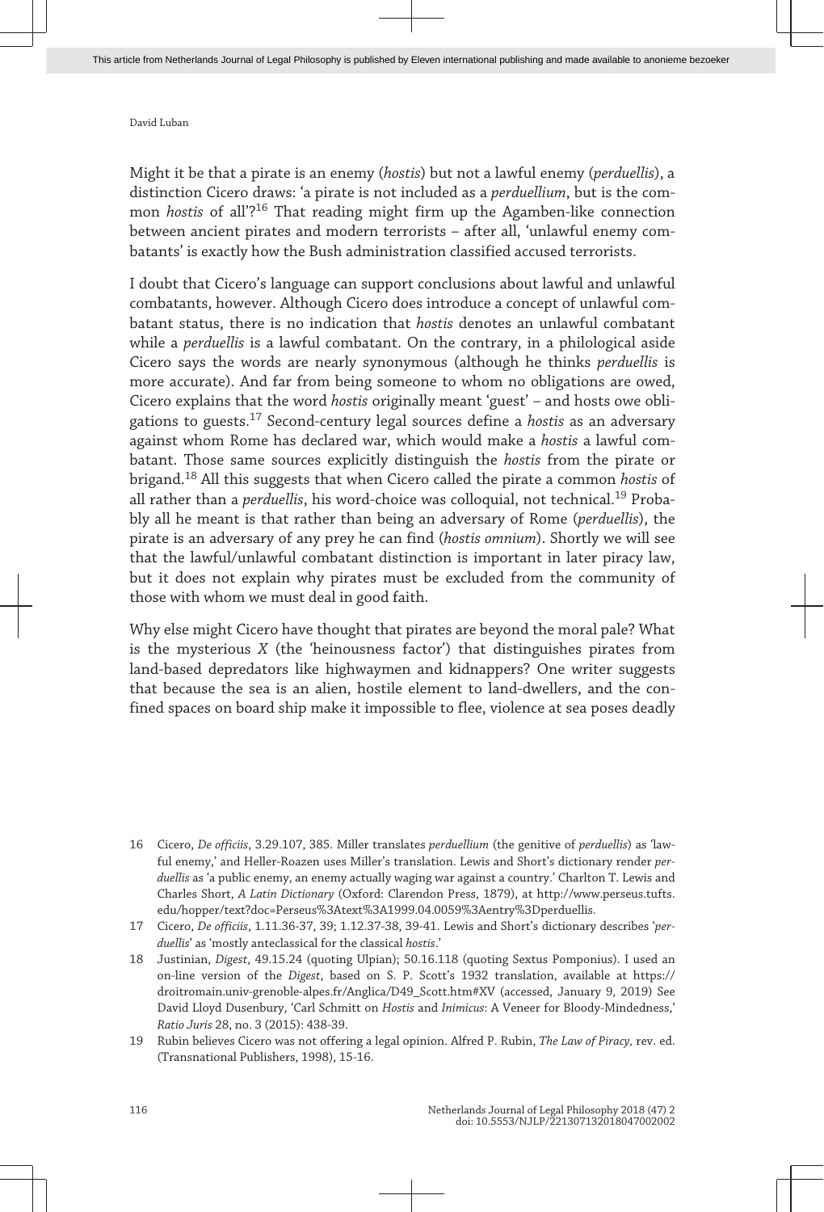Might it be that a pirate is an enemy (*hostis*) but not a lawful enemy (*perduellis*), a distinction Cicero draws: 'a pirate is not included as a *perduellium*, but is the common *hostis* of all'?[16] That reading might firm up the Agamben-like connection between ancient pirates and modern terrorists – after all, 'unlawful enemy combatants' is exactly how the Bush administration classified accused terrorists.

I doubt that Cicero's language can support conclusions about lawful and unlawful combatants, however. Although Cicero does introduce a concept of unlawful combatant status, there is no indication that *hostis* denotes an unlawful combatant while a *perduellis* is a lawful combatant. On the contrary, in a philological aside Cicero says the words are nearly synonymous (although he thinks *perduellis* is more accurate). And far from being someone to whom no obligations are owed, Cicero explains that the word *hostis* originally meant 'guest' – and hosts owe obligations to guests.[17] Second-century legal sources define a *hostis* as an adversary against whom Rome has declared war, which would make a *hostis* a lawful combatant. Those same sources explicitly distinguish the *hostis* from the pirate or brigand.[18] All this suggests that when Cicero called the pirate a common *hostis* of all rather than a *perduellis*, his word-choice was colloquial, not technical.[19] Probably all he meant is that rather than being an adversary of Rome (*perduellis*), the pirate is an adversary of any prey he can find (*hostis omnium*). Shortly we will see that the lawful/unlawful combatant distinction is important in later piracy law, but it does not explain why pirates must be excluded from the community of those with whom we must deal in good faith.

Why else might Cicero have thought that pirates are beyond the moral pale? What is the mysterious *X* (the 'heinousness factor') that distinguishes pirates from land-based depredators like highwaymen and kidnappers? One writer suggests that because the sea is an alien, hostile element to land-dwellers, and the confined spaces on board ship make it impossible to flee, violence at sea poses deadly

16 Cicero, *De officiis*, 3.29.107, 385. Miller translates *perduellium* (the genitive of *perduellis*) as 'lawful enemy,' and Heller-Roazen uses Miller's translation. Lewis and Short's dictionary render *perduellis* as 'a public enemy, an enemy actually waging war against a country.' Charlton T. Lewis and Charles Short, *A Latin Dictionary* (Oxford: Clarendon Press, 1879), at http://www.perseus.tufts.edu/hopper/text?doc=Perseus%3Atext%3A1999.04.0059%3Aentry%3Dperduellis.

17 Cicero, *De officiis*, 1.11.36-37, 39; 1.12.37-38, 39-41. Lewis and Short's dictionary describes '*perduellis*' as 'mostly anteclassical for the classical *hostis*.'

18 Justinian, *Digest*, 49.15.24 (quoting Ulpian); 50.16.118 (quoting Sextus Pomponius). I used an on-line version of the *Digest*, based on S. P. Scott's 1932 translation, available at https://droitromain.univ-grenoble-alpes.fr/Anglica/D49_Scott.htm#XV (accessed, January 9, 2019) See David Lloyd Dusenbury, 'Carl Schmitt on *Hostis* and *Inimicus*: A Veneer for Bloody-Mindedness,' *Ratio Juris* 28, no. 3 (2015): 438-39.

19 Rubin believes Cicero was not offering a legal opinion. Alfred P. Rubin, *The Law of Piracy*, rev. ed. (Transnational Publishers, 1998), 15-16.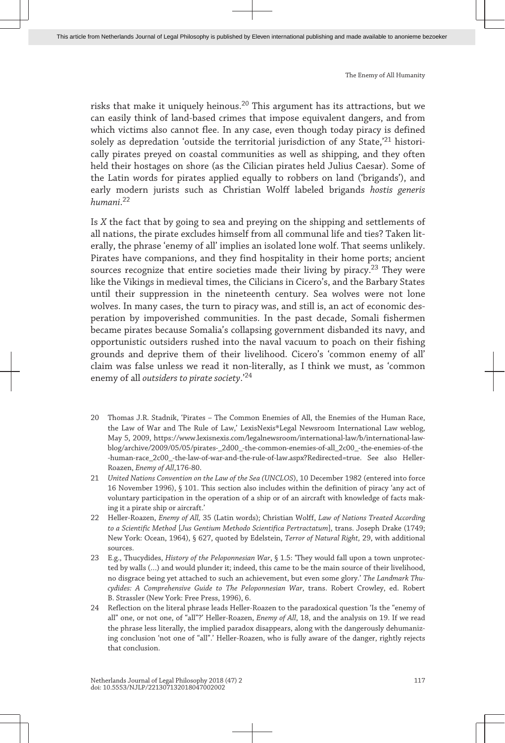risks that make it uniquely heinous.[20] This argument has its attractions, but we can easily think of land-based crimes that impose equivalent dangers, and from which victims also cannot flee. In any case, even though today piracy is defined solely as depredation 'outside the territorial jurisdiction of any State,'[21] historically pirates preyed on coastal communities as well as shipping, and they often held their hostages on shore (as the Cilician pirates held Julius Caesar). Some of the Latin words for pirates applied equally to robbers on land ('brigands'), and early modern jurists such as Christian Wolff labeled brigands *hostis generis humani*.[22]

Is *X* the fact that by going to sea and preying on the shipping and settlements of all nations, the pirate excludes himself from all communal life and ties? Taken literally, the phrase 'enemy of all' implies an isolated lone wolf. That seems unlikely. Pirates have companions, and they find hospitality in their home ports; ancient sources recognize that entire societies made their living by piracy.[23] They were like the Vikings in medieval times, the Cilicians in Cicero's, and the Barbary States until their suppression in the nineteenth century. Sea wolves were not lone wolves. In many cases, the turn to piracy was, and still is, an act of economic desperation by impoverished communities. In the past decade, Somali fishermen became pirates because Somalia's collapsing government disbanded its navy, and opportunistic outsiders rushed into the naval vacuum to poach on their fishing grounds and deprive them of their livelihood. Cicero's 'common enemy of all' claim was false unless we read it non-literally, as I think we must, as 'common enemy of all *outsiders to pirate society*.'[24]

20 Thomas J.R. Stadnik, 'Pirates – The Common Enemies of All, the Enemies of the Human Race, the Law of War and The Rule of Law,' LexisNexis®Legal Newsroom International Law weblog, May 5, 2009, https://www.lexisnexis.com/legalnewsroom/international-law/b/international-law-blog/archive/2009/05/05/pirates-_2d00_-the-common-enemies-of-all_2c00_-the-enemies-of-the-human-race_2c00_-the-law-of-war-and-the-rule-of-law.aspx?Redirected=true. See also Heller-Roazen, *Enemy of All*,176-80.

21 *United Nations Convention on the Law of the Sea (UNCLOS)*, 10 December 1982 (entered into force 16 November 1996), § 101. This section also includes within the definition of piracy 'any act of voluntary participation in the operation of a ship or of an aircraft with knowledge of facts making it a pirate ship or aircraft.'

22 Heller-Roazen, *Enemy of All*, 35 (Latin words); Christian Wolff, *Law of Nations Treated According to a Scientific Method* [*Jus Gentium Methodo Scientifica Pertractatum*], trans. Joseph Drake (1749; New York: Ocean, 1964), § 627, quoted by Edelstein, *Terror of Natural Right*, 29, with additional sources.

23 E.g., Thucydides, *History of the Peloponnesian War*, § 1.5: 'They would fall upon a town unprotected by walls (…) and would plunder it; indeed, this came to be the main source of their livelihood, no disgrace being yet attached to such an achievement, but even some glory.' *The Landmark Thucydides: A Comprehensive Guide to The Peloponnesian War*, trans. Robert Crowley, ed. Robert B. Strassler (New York: Free Press, 1996), 6.

24 Reflection on the literal phrase leads Heller-Roazen to the paradoxical question 'Is the "enemy of all" one, or not one, of "all"?' Heller-Roazen, *Enemy of All*, 18, and the analysis on 19. If we read the phrase less literally, the implied paradox disappears, along with the dangerously dehumanizing conclusion 'not one of "all".' Heller-Roazen, who is fully aware of the danger, rightly rejects that conclusion.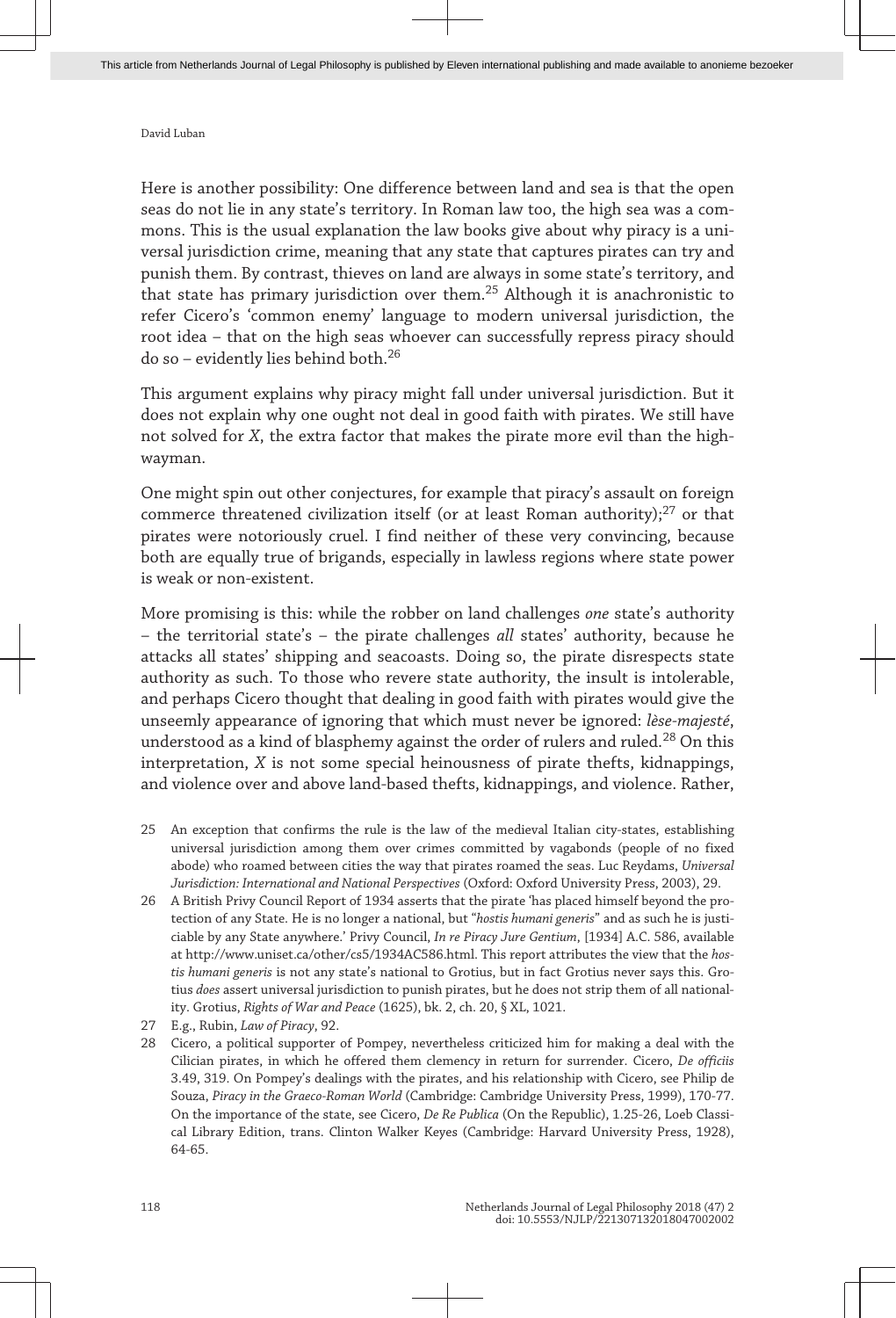Here is another possibility: One difference between land and sea is that the open seas do not lie in any state's territory. In Roman law too, the high sea was a commons. This is the usual explanation the law books give about why piracy is a universal jurisdiction crime, meaning that any state that captures pirates can try and punish them. By contrast, thieves on land are always in some state's territory, and that state has primary jurisdiction over them.[25] Although it is anachronistic to refer Cicero's 'common enemy' language to modern universal jurisdiction, the root idea – that on the high seas whoever can successfully repress piracy should do so – evidently lies behind both.[26]

This argument explains why piracy might fall under universal jurisdiction. But it does not explain why one ought not deal in good faith with pirates. We still have not solved for *X*, the extra factor that makes the pirate more evil than the highwayman.

One might spin out other conjectures, for example that piracy's assault on foreign commerce threatened civilization itself (or at least Roman authority);[27] or that pirates were notoriously cruel. I find neither of these very convincing, because both are equally true of brigands, especially in lawless regions where state power is weak or non-existent.

More promising is this: while the robber on land challenges *one* state's authority – the territorial state's – the pirate challenges *all* states' authority, because he attacks all states' shipping and seacoasts. Doing so, the pirate disrespects state authority as such. To those who revere state authority, the insult is intolerable, and perhaps Cicero thought that dealing in good faith with pirates would give the unseemly appearance of ignoring that which must never be ignored: *lèse-majesté*, understood as a kind of blasphemy against the order of rulers and ruled.[28] On this interpretation, *X* is not some special heinousness of pirate thefts, kidnappings, and violence over and above land-based thefts, kidnappings, and violence. Rather,

25 An exception that confirms the rule is the law of the medieval Italian city-states, establishing universal jurisdiction among them over crimes committed by vagabonds (people of no fixed abode) who roamed between cities the way that pirates roamed the seas. Luc Reydams, *Universal Jurisdiction: International and National Perspectives* (Oxford: Oxford University Press, 2003), 29.

26 A British Privy Council Report of 1934 asserts that the pirate 'has placed himself beyond the protection of any State. He is no longer a national, but "*hostis humani generis*" and as such he is justiciable by any State anywhere.' Privy Council, *In re Piracy Jure Gentium*, [1934] A.C. 586, available at http://www.uniset.ca/other/cs5/1934AC586.html. This report attributes the view that the *hostis humani generis* is not any state's national to Grotius, but in fact Grotius never says this. Grotius *does* assert universal jurisdiction to punish pirates, but he does not strip them of all nationality. Grotius, *Rights of War and Peace* (1625), bk. 2, ch. 20, § XL, 1021.

27 E.g., Rubin, *Law of Piracy*, 92.

28 Cicero, a political supporter of Pompey, nevertheless criticized him for making a deal with the Cilician pirates, in which he offered them clemency in return for surrender. Cicero, *De officiis* 3.49, 319. On Pompey's dealings with the pirates, and his relationship with Cicero, see Philip de Souza, *Piracy in the Graeco-Roman World* (Cambridge: Cambridge University Press, 1999), 170-77. On the importance of the state, see Cicero, *De Re Publica* (On the Republic), 1.25-26, Loeb Classical Library Edition, trans. Clinton Walker Keyes (Cambridge: Harvard University Press, 1928), 64-65.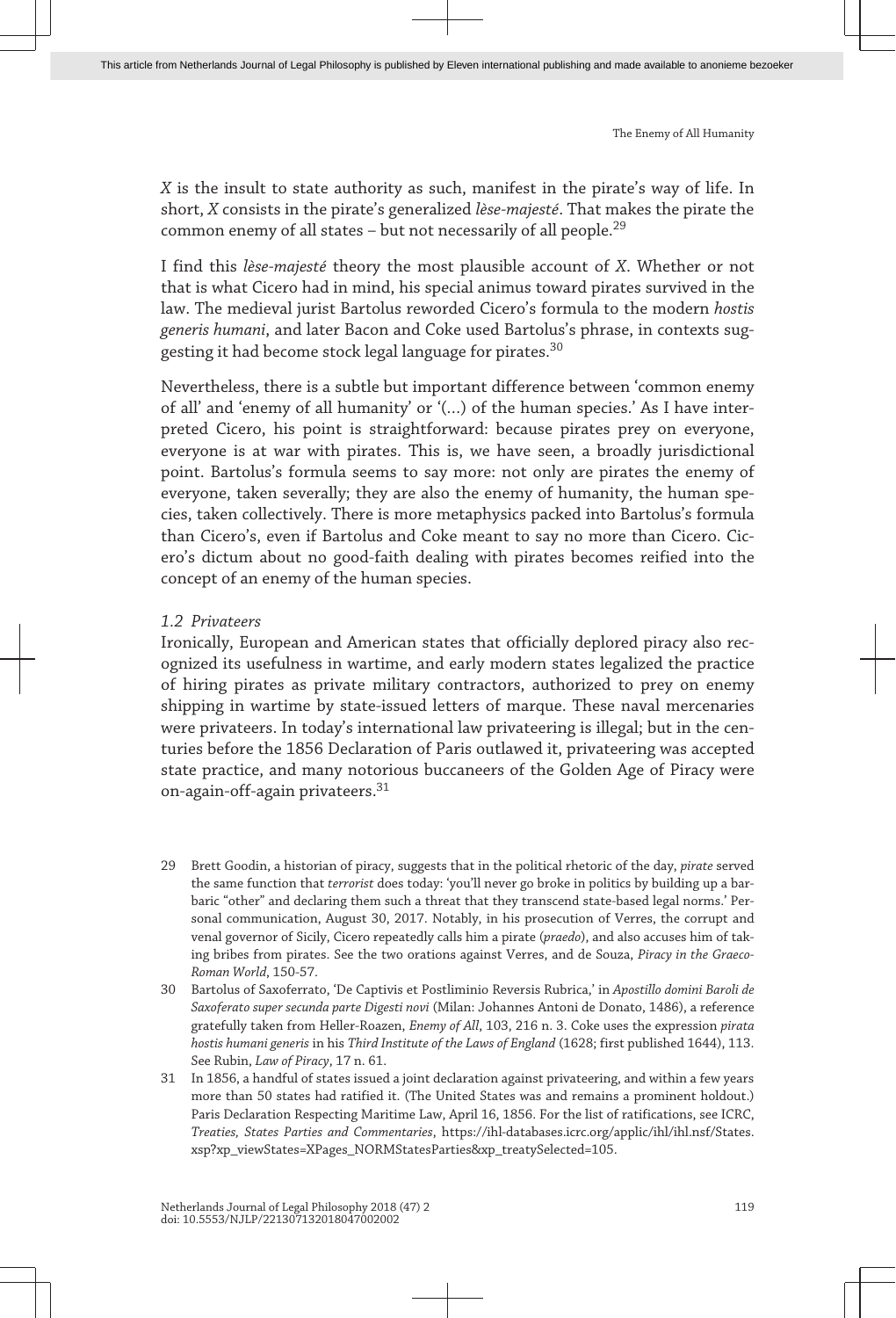*X* is the insult to state authority as such, manifest in the pirate's way of life. In short, *X* consists in the pirate's generalized *lèse-majesté*. That makes the pirate the common enemy of all states – but not necessarily of all people.[29]

I find this *lèse-majesté* theory the most plausible account of *X*. Whether or not that is what Cicero had in mind, his special animus toward pirates survived in the law. The medieval jurist Bartolus reworded Cicero's formula to the modern *hostis generis humani*, and later Bacon and Coke used Bartolus's phrase, in contexts suggesting it had become stock legal language for pirates.[30]

Nevertheless, there is a subtle but important difference between 'common enemy of all' and 'enemy of all humanity' or '(...) of the human species.' As I have interpreted Cicero, his point is straightforward: because pirates prey on everyone, everyone is at war with pirates. This is, we have seen, a broadly jurisdictional point. Bartolus's formula seems to say more: not only are pirates the enemy of everyone, taken severally; they are also the enemy of humanity, the human species, taken collectively. There is more metaphysics packed into Bartolus's formula than Cicero's, even if Bartolus and Coke meant to say no more than Cicero. Cicero's dictum about no good-faith dealing with pirates becomes reified into the concept of an enemy of the human species.

### *1.2 Privateers*

Ironically, European and American states that officially deplored piracy also recognized its usefulness in wartime, and early modern states legalized the practice of hiring pirates as private military contractors, authorized to prey on enemy shipping in wartime by state-issued letters of marque. These naval mercenaries were privateers. In today's international law privateering is illegal; but in the centuries before the 1856 Declaration of Paris outlawed it, privateering was accepted state practice, and many notorious buccaneers of the Golden Age of Piracy were on-again-off-again privateers.[31]

---

29 Brett Goodin, a historian of piracy, suggests that in the political rhetoric of the day, *pirate* served the same function that *terrorist* does today: 'you'll never go broke in politics by building up a barbaric "other" and declaring them such a threat that they transcend state-based legal norms.' Personal communication, August 30, 2017. Notably, in his prosecution of Verres, the corrupt and venal governor of Sicily, Cicero repeatedly calls him a pirate (*praedo*), and also accuses him of taking bribes from pirates. See the two orations against Verres, and de Souza, *Piracy in the Graeco-Roman World*, 150-57.

30 Bartolus of Saxoferrato, 'De Captivis et Postliminio Reversis Rubrica,' in *Apostillo domini Baroli de Saxoferato super secunda parte Digesti novi* (Milan: Johannes Antoni de Donato, 1486), a reference gratefully taken from Heller-Roazen, *Enemy of All*, 103, 216 n. 3. Coke uses the expression *pirata hostis humani generis* in his *Third Institute of the Laws of England* (1628; first published 1644), 113. See Rubin, *Law of Piracy*, 17 n. 61.

31 In 1856, a handful of states issued a joint declaration against privateering, and within a few years more than 50 states had ratified it. (The United States was and remains a prominent holdout.) Paris Declaration Respecting Maritime Law, April 16, 1856. For the list of ratifications, see ICRC, *Treaties, States Parties and Commentaries*, https://ihl-databases.icrc.org/applic/ihl/ihl.nsf/States.xsp?xp_viewStates=XPages_NORMStatesParties&xp_treatySelected=105.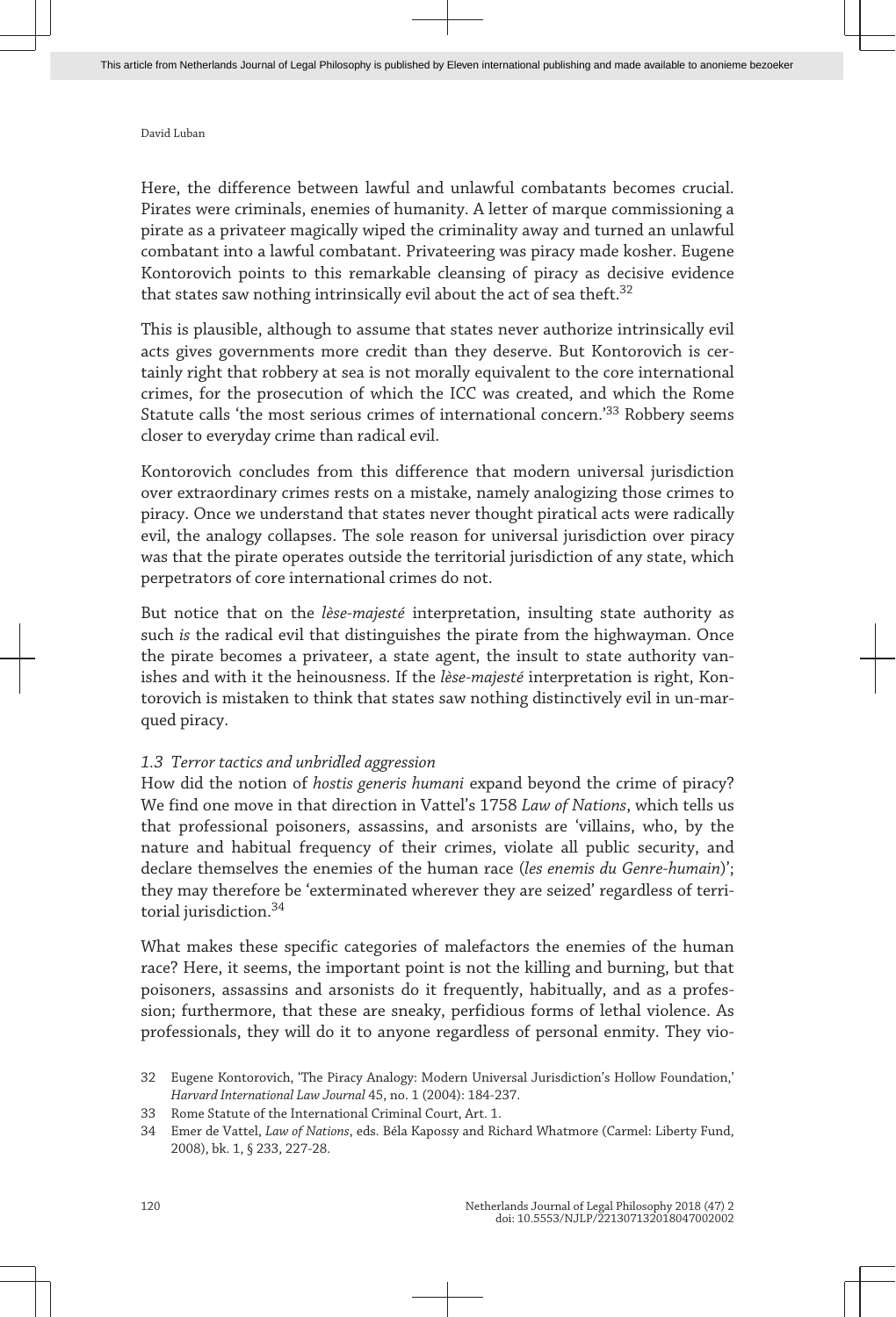Here, the difference between lawful and unlawful combatants becomes crucial. Pirates were criminals, enemies of humanity. A letter of marque commissioning a pirate as a privateer magically wiped the criminality away and turned an unlawful combatant into a lawful combatant. Privateering was piracy made kosher. Eugene Kontorovich points to this remarkable cleansing of piracy as decisive evidence that states saw nothing intrinsically evil about the act of sea theft.[32]

This is plausible, although to assume that states never authorize intrinsically evil acts gives governments more credit than they deserve. But Kontorovich is certainly right that robbery at sea is not morally equivalent to the core international crimes, for the prosecution of which the ICC was created, and which the Rome Statute calls 'the most serious crimes of international concern.'[33] Robbery seems closer to everyday crime than radical evil.

Kontorovich concludes from this difference that modern universal jurisdiction over extraordinary crimes rests on a mistake, namely analogizing those crimes to piracy. Once we understand that states never thought piratical acts were radically evil, the analogy collapses. The sole reason for universal jurisdiction over piracy was that the pirate operates outside the territorial jurisdiction of any state, which perpetrators of core international crimes do not.

But notice that on the *lèse-majesté* interpretation, insulting state authority as such *is* the radical evil that distinguishes the pirate from the highwayman. Once the pirate becomes a privateer, a state agent, the insult to state authority vanishes and with it the heinousness. If the *lèse-majesté* interpretation is right, Kontorovich is mistaken to think that states saw nothing distinctively evil in un-marqued piracy.

### *1.3 Terror tactics and unbridled aggression*

How did the notion of *hostis generis humani* expand beyond the crime of piracy? We find one move in that direction in Vattel's 1758 *Law of Nations*, which tells us that professional poisoners, assassins, and arsonists are 'villains, who, by the nature and habitual frequency of their crimes, violate all public security, and declare themselves the enemies of the human race (*les enemis du Genre-humain*)'; they may therefore be 'exterminated wherever they are seized' regardless of territorial jurisdiction.[34]

What makes these specific categories of malefactors the enemies of the human race? Here, it seems, the important point is not the killing and burning, but that poisoners, assassins and arsonists do it frequently, habitually, and as a profession; furthermore, that these are sneaky, perfidious forms of lethal violence. As professionals, they will do it to anyone regardless of personal enmity. They vio-

32 Eugene Kontorovich, 'The Piracy Analogy: Modern Universal Jurisdiction's Hollow Foundation,' *Harvard International Law Journal* 45, no. 1 (2004): 184-237.

33 Rome Statute of the International Criminal Court, Art. 1.

34 Emer de Vattel, *Law of Nations*, eds. Béla Kapossy and Richard Whatmore (Carmel: Liberty Fund, 2008), bk. 1, § 233, 227-28.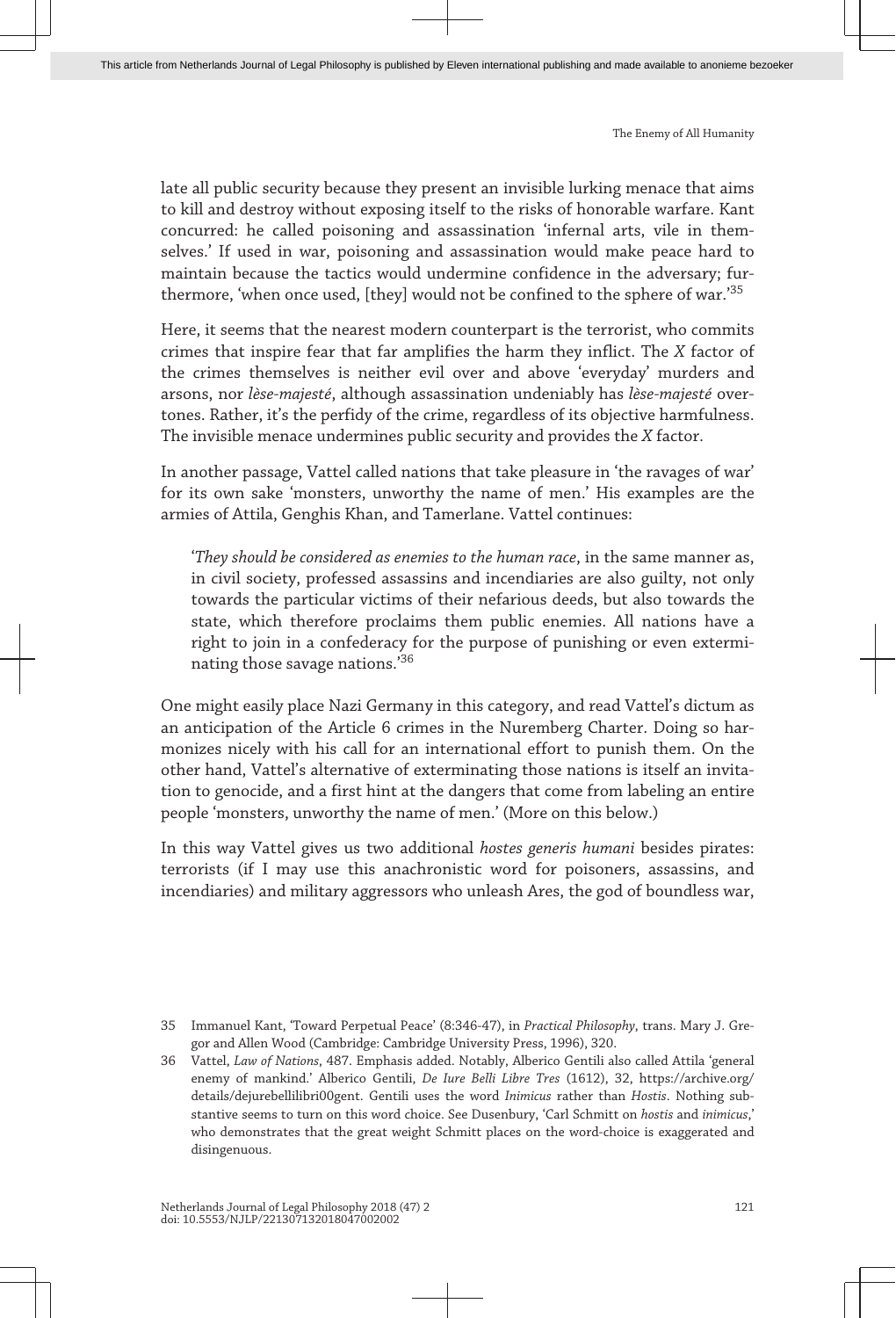late all public security because they present an invisible lurking menace that aims to kill and destroy without exposing itself to the risks of honorable warfare. Kant concurred: he called poisoning and assassination 'infernal arts, vile in themselves.' If used in war, poisoning and assassination would make peace hard to maintain because the tactics would undermine confidence in the adversary; furthermore, 'when once used, [they] would not be confined to the sphere of war.'[35]

Here, it seems that the nearest modern counterpart is the terrorist, who commits crimes that inspire fear that far amplifies the harm they inflict. The *X* factor of the crimes themselves is neither evil over and above 'everyday' murders and arsons, nor *lèse-majesté*, although assassination undeniably has *lèse-majesté* overtones. Rather, it's the perfidy of the crime, regardless of its objective harmfulness. The invisible menace undermines public security and provides the *X* factor.

In another passage, Vattel called nations that take pleasure in 'the ravages of war' for its own sake 'monsters, unworthy the name of men.' His examples are the armies of Attila, Genghis Khan, and Tamerlane. Vattel continues:

> '*They should be considered as enemies to the human race*, in the same manner as, in civil society, professed assassins and incendiaries are also guilty, not only towards the particular victims of their nefarious deeds, but also towards the state, which therefore proclaims them public enemies. All nations have a right to join in a confederacy for the purpose of punishing or even exterminating those savage nations.'[36]

One might easily place Nazi Germany in this category, and read Vattel's dictum as an anticipation of the Article 6 crimes in the Nuremberg Charter. Doing so harmonizes nicely with his call for an international effort to punish them. On the other hand, Vattel's alternative of exterminating those nations is itself an invitation to genocide, and a first hint at the dangers that come from labeling an entire people 'monsters, unworthy the name of men.' (More on this below.)

In this way Vattel gives us two additional *hostes generis humani* besides pirates: terrorists (if I may use this anachronistic word for poisoners, assassins, and incendiaries) and military aggressors who unleash Ares, the god of boundless war,

---

35 Immanuel Kant, 'Toward Perpetual Peace' (8:346-47), in *Practical Philosophy*, trans. Mary J. Gregor and Allen Wood (Cambridge: Cambridge University Press, 1996), 320.

36 Vattel, *Law of Nations*, 487. Emphasis added. Notably, Alberico Gentili also called Attila 'general enemy of mankind.' Alberico Gentili, *De Iure Belli Libre Tres* (1612), 32, https://archive.org/details/dejurebellilibri00gent. Gentili uses the word *Inimicus* rather than *Hostis*. Nothing substantive seems to turn on this word choice. See Dusenbury, 'Carl Schmitt on *hostis* and *inimicus*,' who demonstrates that the great weight Schmitt places on the word-choice is exaggerated and disingenuous.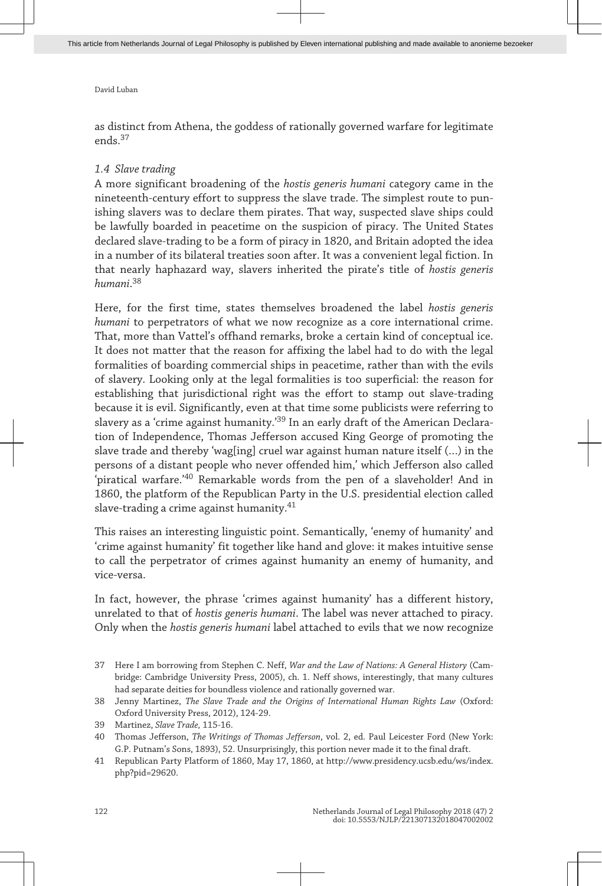as distinct from Athena, the goddess of rationally governed warfare for legitimate ends.[37]

### *1.4 Slave trading*

A more significant broadening of the *hostis generis humani* category came in the nineteenth-century effort to suppress the slave trade. The simplest route to punishing slavers was to declare them pirates. That way, suspected slave ships could be lawfully boarded in peacetime on the suspicion of piracy. The United States declared slave-trading to be a form of piracy in 1820, and Britain adopted the idea in a number of its bilateral treaties soon after. It was a convenient legal fiction. In that nearly haphazard way, slavers inherited the pirate's title of *hostis generis humani*.[38]

Here, for the first time, states themselves broadened the label *hostis generis humani* to perpetrators of what we now recognize as a core international crime. That, more than Vattel's offhand remarks, broke a certain kind of conceptual ice. It does not matter that the reason for affixing the label had to do with the legal formalities of boarding commercial ships in peacetime, rather than with the evils of slavery. Looking only at the legal formalities is too superficial: the reason for establishing that jurisdictional right was the effort to stamp out slave-trading because it is evil. Significantly, even at that time some publicists were referring to slavery as a 'crime against humanity.'[39] In an early draft of the American Declaration of Independence, Thomas Jefferson accused King George of promoting the slave trade and thereby 'wag[ing] cruel war against human nature itself (...) in the persons of a distant people who never offended him,' which Jefferson also called 'piratical warfare.'[40] Remarkable words from the pen of a slaveholder! And in 1860, the platform of the Republican Party in the U.S. presidential election called slave-trading a crime against humanity.[41]

This raises an interesting linguistic point. Semantically, 'enemy of humanity' and 'crime against humanity' fit together like hand and glove: it makes intuitive sense to call the perpetrator of crimes against humanity an enemy of humanity, and vice-versa.

In fact, however, the phrase 'crimes against humanity' has a different history, unrelated to that of *hostis generis humani*. The label was never attached to piracy. Only when the *hostis generis humani* label attached to evils that we now recognize

37 Here I am borrowing from Stephen C. Neff, *War and the Law of Nations: A General History* (Cambridge: Cambridge University Press, 2005), ch. 1. Neff shows, interestingly, that many cultures had separate deities for boundless violence and rationally governed war.

38 Jenny Martinez, *The Slave Trade and the Origins of International Human Rights Law* (Oxford: Oxford University Press, 2012), 124-29.

39 Martinez, *Slave Trade*, 115-16.

40 Thomas Jefferson, *The Writings of Thomas Jefferson*, vol. 2, ed. Paul Leicester Ford (New York: G.P. Putnam's Sons, 1893), 52. Unsurprisingly, this portion never made it to the final draft.

41 Republican Party Platform of 1860, May 17, 1860, at http://www.presidency.ucsb.edu/ws/index.php?pid=29620.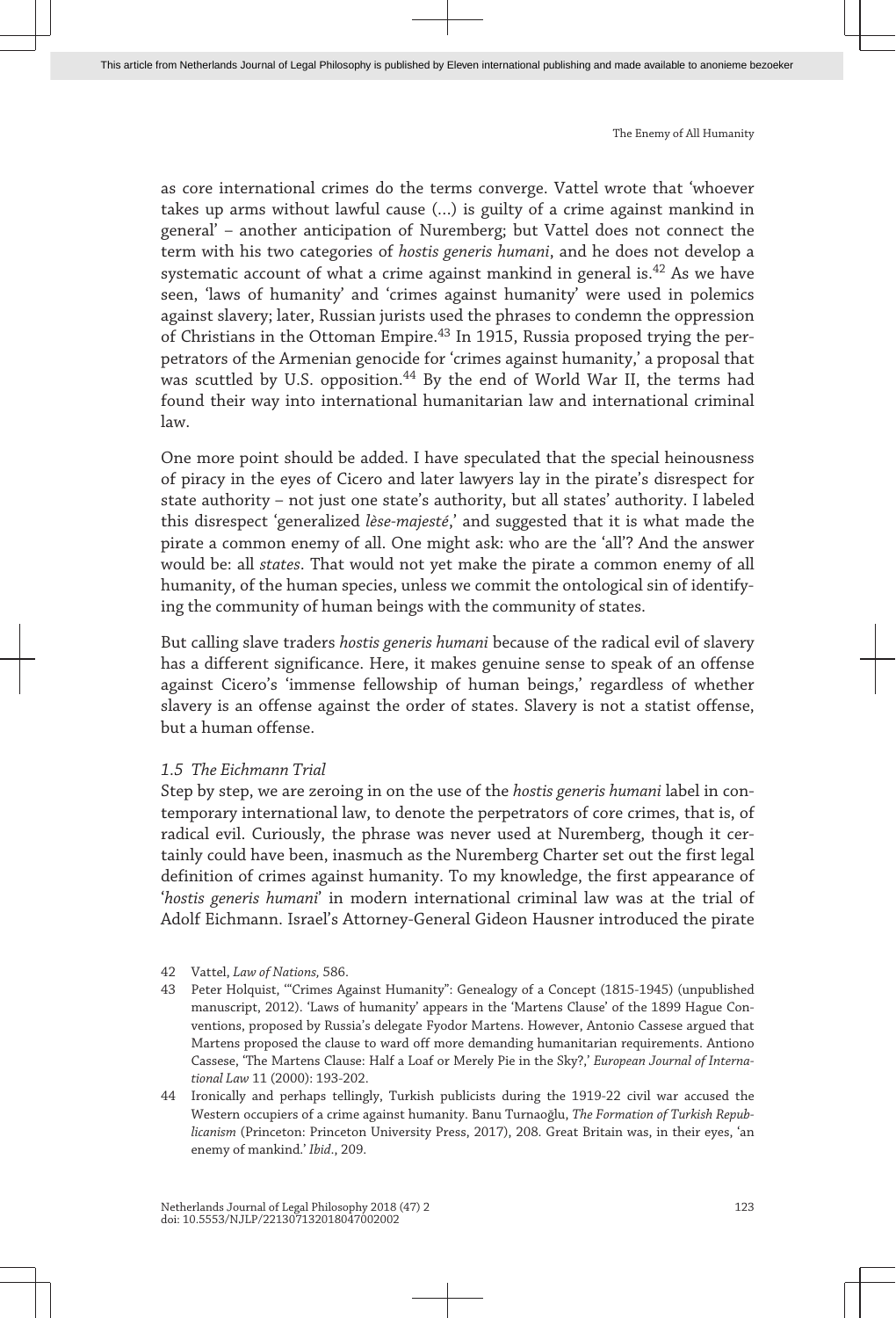as core international crimes do the terms converge. Vattel wrote that 'whoever takes up arms without lawful cause (...) is guilty of a crime against mankind in general' – another anticipation of Nuremberg; but Vattel does not connect the term with his two categories of *hostis generis humani*, and he does not develop a systematic account of what a crime against mankind in general is.[42] As we have seen, 'laws of humanity' and 'crimes against humanity' were used in polemics against slavery; later, Russian jurists used the phrases to condemn the oppression of Christians in the Ottoman Empire.[43] In 1915, Russia proposed trying the perpetrators of the Armenian genocide for 'crimes against humanity,' a proposal that was scuttled by U.S. opposition.[44] By the end of World War II, the terms had found their way into international humanitarian law and international criminal law.

One more point should be added. I have speculated that the special heinousness of piracy in the eyes of Cicero and later lawyers lay in the pirate's disrespect for state authority – not just one state's authority, but all states' authority. I labeled this disrespect 'generalized *lèse-majesté*,' and suggested that it is what made the pirate a common enemy of all. One might ask: who are the 'all'? And the answer would be: all *states*. That would not yet make the pirate a common enemy of all humanity, of the human species, unless we commit the ontological sin of identifying the community of human beings with the community of states.

But calling slave traders *hostis generis humani* because of the radical evil of slavery has a different significance. Here, it makes genuine sense to speak of an offense against Cicero's 'immense fellowship of human beings,' regardless of whether slavery is an offense against the order of states. Slavery is not a statist offense, but a human offense.

### *1.5 The Eichmann Trial*

Step by step, we are zeroing in on the use of the *hostis generis humani* label in contemporary international law, to denote the perpetrators of core crimes, that is, of radical evil. Curiously, the phrase was never used at Nuremberg, though it certainly could have been, inasmuch as the Nuremberg Charter set out the first legal definition of crimes against humanity. To my knowledge, the first appearance of '*hostis generis humani*' in modern international criminal law was at the trial of Adolf Eichmann. Israel's Attorney-General Gideon Hausner introduced the pirate

42 Vattel, *Law of Nations,* 586.

43 Peter Holquist, '"Crimes Against Humanity": Genealogy of a Concept (1815-1945) (unpublished manuscript, 2012). 'Laws of humanity' appears in the 'Martens Clause' of the 1899 Hague Conventions, proposed by Russia's delegate Fyodor Martens. However, Antonio Cassese argued that Martens proposed the clause to ward off more demanding humanitarian requirements. Antiono Cassese, 'The Martens Clause: Half a Loaf or Merely Pie in the Sky?,' *European Journal of International Law* 11 (2000): 193-202.

44 Ironically and perhaps tellingly, Turkish publicists during the 1919-22 civil war accused the Western occupiers of a crime against humanity. Banu Turnaoğlu, *The Formation of Turkish Republicanism* (Princeton: Princeton University Press, 2017), 208. Great Britain was, in their eyes, 'an enemy of mankind.' *Ibid*., 209.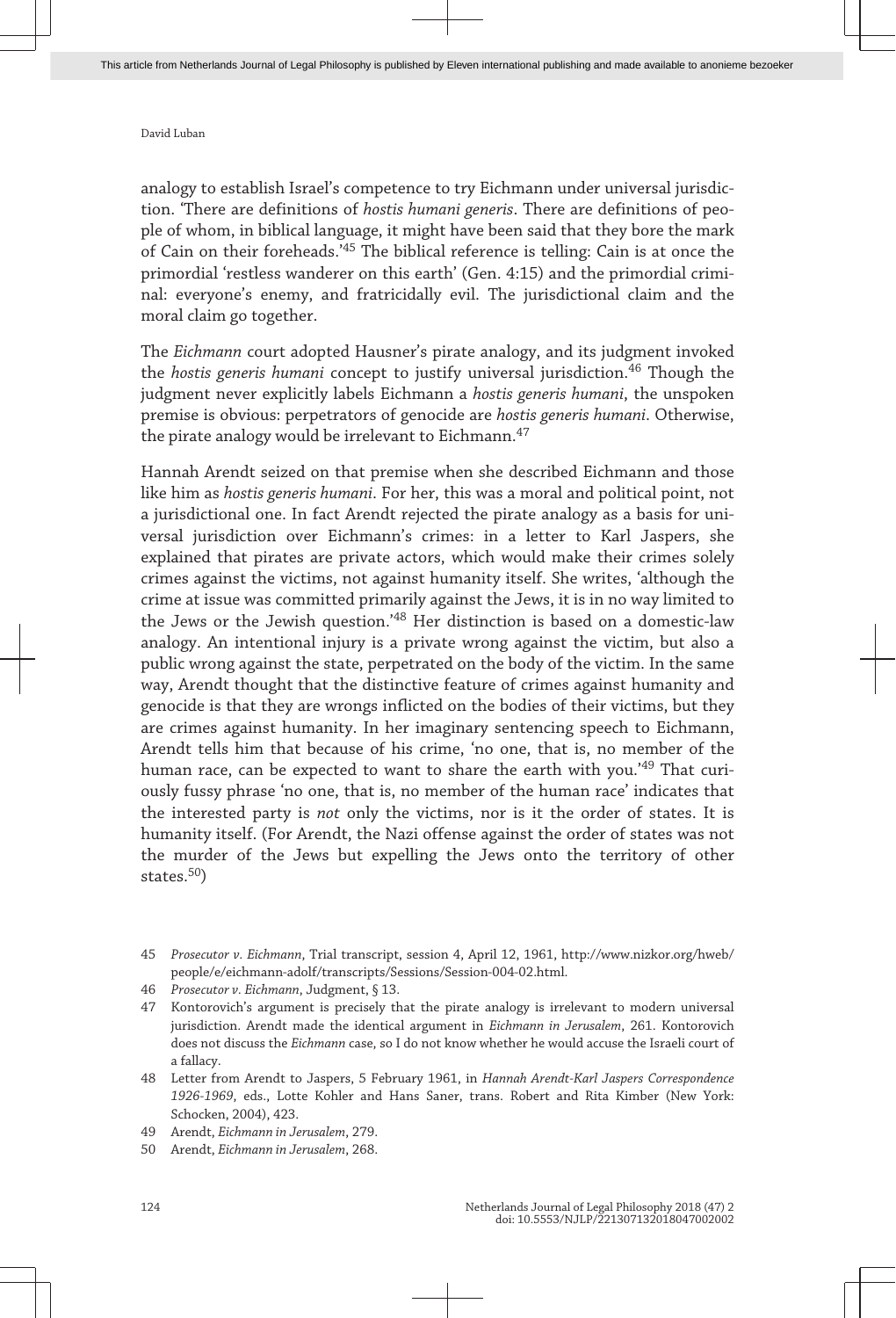analogy to establish Israel's competence to try Eichmann under universal jurisdiction. 'There are definitions of *hostis humani generis*. There are definitions of people of whom, in biblical language, it might have been said that they bore the mark of Cain on their foreheads.'[45] The biblical reference is telling: Cain is at once the primordial 'restless wanderer on this earth' (Gen. 4:15) and the primordial criminal: everyone's enemy, and fratricidally evil. The jurisdictional claim and the moral claim go together.

The *Eichmann* court adopted Hausner's pirate analogy, and its judgment invoked the *hostis generis humani* concept to justify universal jurisdiction.[46] Though the judgment never explicitly labels Eichmann a *hostis generis humani*, the unspoken premise is obvious: perpetrators of genocide are *hostis generis humani*. Otherwise, the pirate analogy would be irrelevant to Eichmann.[47]

Hannah Arendt seized on that premise when she described Eichmann and those like him as *hostis generis humani*. For her, this was a moral and political point, not a jurisdictional one. In fact Arendt rejected the pirate analogy as a basis for universal jurisdiction over Eichmann's crimes: in a letter to Karl Jaspers, she explained that pirates are private actors, which would make their crimes solely crimes against the victims, not against humanity itself. She writes, 'although the crime at issue was committed primarily against the Jews, it is in no way limited to the Jews or the Jewish question.'[48] Her distinction is based on a domestic-law analogy. An intentional injury is a private wrong against the victim, but also a public wrong against the state, perpetrated on the body of the victim. In the same way, Arendt thought that the distinctive feature of crimes against humanity and genocide is that they are wrongs inflicted on the bodies of their victims, but they are crimes against humanity. In her imaginary sentencing speech to Eichmann, Arendt tells him that because of his crime, 'no one, that is, no member of the human race, can be expected to want to share the earth with you.'[49] That curiously fussy phrase 'no one, that is, no member of the human race' indicates that the interested party is *not* only the victims, nor is it the order of states. It is humanity itself. (For Arendt, the Nazi offense against the order of states was not the murder of the Jews but expelling the Jews onto the territory of other states.[50])

---

45 *Prosecutor v. Eichmann*, Trial transcript, session 4, April 12, 1961, http://www.nizkor.org/hweb/people/e/eichmann-adolf/transcripts/Sessions/Session-004-02.html.

46 *Prosecutor v. Eichmann*, Judgment, § 13.

47 Kontorovich's argument is precisely that the pirate analogy is irrelevant to modern universal jurisdiction. Arendt made the identical argument in *Eichmann in Jerusalem*, 261. Kontorovich does not discuss the *Eichmann* case, so I do not know whether he would accuse the Israeli court of a fallacy.

48 Letter from Arendt to Jaspers, 5 February 1961, in *Hannah Arendt-Karl Jaspers Correspondence 1926-1969*, eds., Lotte Kohler and Hans Saner, trans. Robert and Rita Kimber (New York: Schocken, 2004), 423.

49 Arendt, *Eichmann in Jerusalem*, 279.

50 Arendt, *Eichmann in Jerusalem*, 268.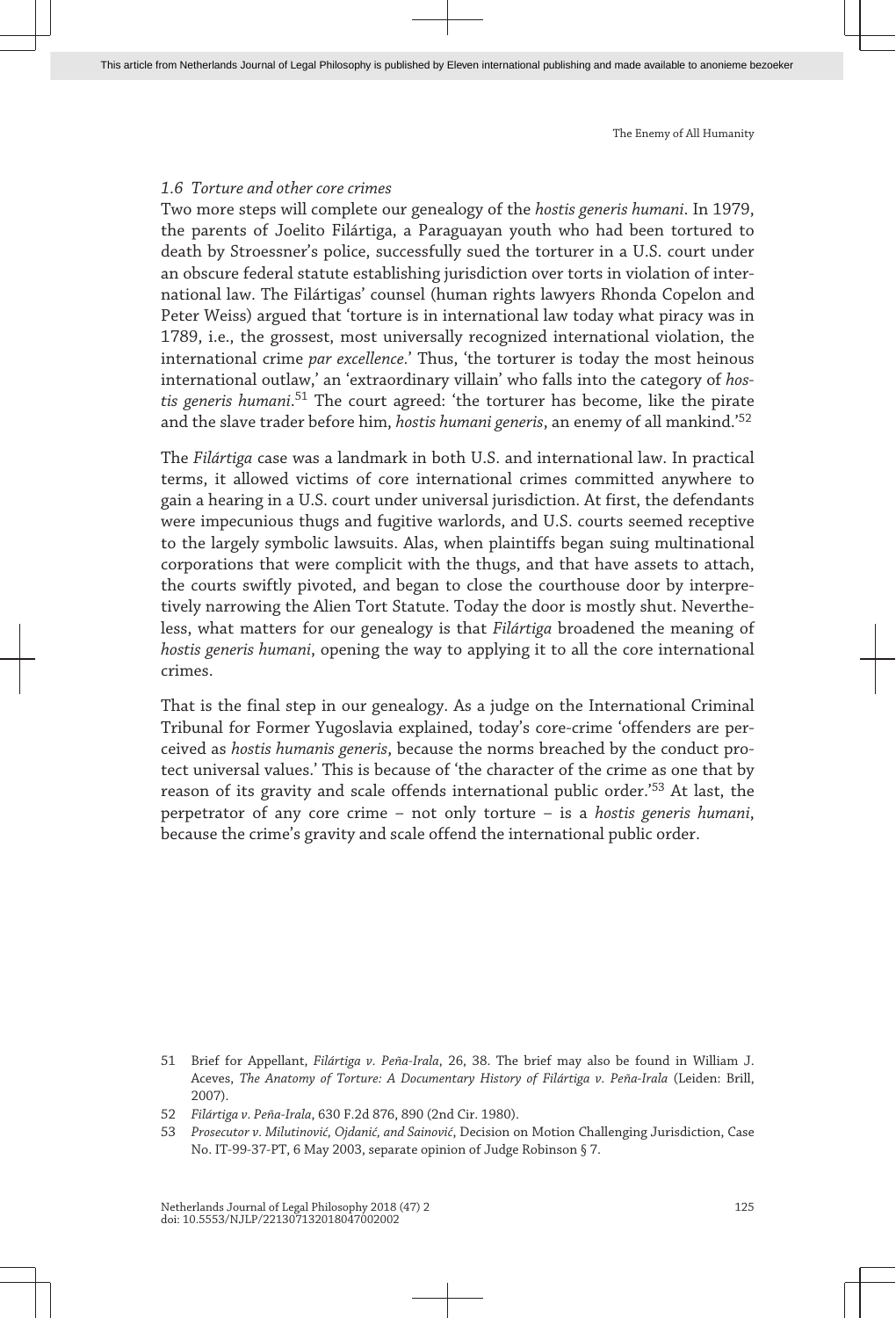### *1.6 Torture and other core crimes*

Two more steps will complete our genealogy of the *hostis generis humani*. In 1979, the parents of Joelito Filártiga, a Paraguayan youth who had been tortured to death by Stroessner's police, successfully sued the torturer in a U.S. court under an obscure federal statute establishing jurisdiction over torts in violation of international law. The Filártigas' counsel (human rights lawyers Rhonda Copelon and Peter Weiss) argued that 'torture is in international law today what piracy was in 1789, i.e., the grossest, most universally recognized international violation, the international crime *par excellence*.' Thus, 'the torturer is today the most heinous international outlaw,' an 'extraordinary villain' who falls into the category of *hostis generis humani*.[51] The court agreed: 'the torturer has become, like the pirate and the slave trader before him, *hostis humani generis*, an enemy of all mankind.'[52]

The *Filártiga* case was a landmark in both U.S. and international law. In practical terms, it allowed victims of core international crimes committed anywhere to gain a hearing in a U.S. court under universal jurisdiction. At first, the defendants were impecunious thugs and fugitive warlords, and U.S. courts seemed receptive to the largely symbolic lawsuits. Alas, when plaintiffs began suing multinational corporations that were complicit with the thugs, and that have assets to attach, the courts swiftly pivoted, and began to close the courthouse door by interpretively narrowing the Alien Tort Statute. Today the door is mostly shut. Nevertheless, what matters for our genealogy is that *Filártiga* broadened the meaning of *hostis generis humani*, opening the way to applying it to all the core international crimes.

That is the final step in our genealogy. As a judge on the International Criminal Tribunal for Former Yugoslavia explained, today's core-crime 'offenders are perceived as *hostis humanis generis*, because the norms breached by the conduct protect universal values.' This is because of 'the character of the crime as one that by reason of its gravity and scale offends international public order.'[53] At last, the perpetrator of any core crime – not only torture – is a *hostis generis humani*, because the crime's gravity and scale offend the international public order.

---

51 Brief for Appellant, *Filártiga v. Peña-Irala*, 26, 38. The brief may also be found in William J. Aceves, *The Anatomy of Torture: A Documentary History of Filártiga v. Peña-Irala* (Leiden: Brill, 2007).

52 *Filártiga v. Peña-Irala*, 630 F.2d 876, 890 (2nd Cir. 1980).

53 *Prosecutor v. Milutinović, Ojdanić, and Sainović*, Decision on Motion Challenging Jurisdiction, Case No. IT-99-37-PT, 6 May 2003, separate opinion of Judge Robinson § 7.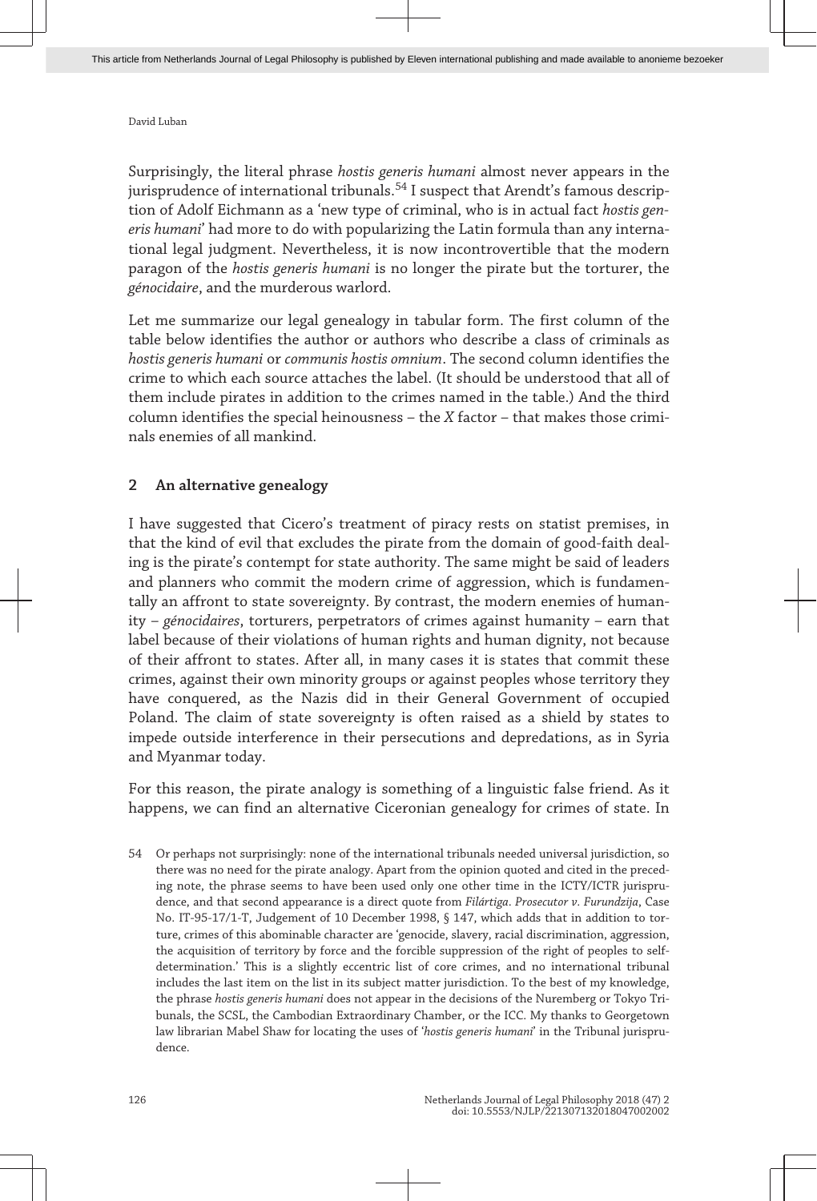Surprisingly, the literal phrase *hostis generis humani* almost never appears in the jurisprudence of international tribunals.[54] I suspect that Arendt's famous description of Adolf Eichmann as a 'new type of criminal, who is in actual fact *hostis generis humani*' had more to do with popularizing the Latin formula than any international legal judgment. Nevertheless, it is now incontrovertible that the modern paragon of the *hostis generis humani* is no longer the pirate but the torturer, the *génocidaire*, and the murderous warlord.

Let me summarize our legal genealogy in tabular form. The first column of the table below identifies the author or authors who describe a class of criminals as *hostis generis humani* or *communis hostis omnium*. The second column identifies the crime to which each source attaches the label. (It should be understood that all of them include pirates in addition to the crimes named in the table.) And the third column identifies the special heinousness – the *X* factor – that makes those criminals enemies of all mankind.

## 2 An alternative genealogy

I have suggested that Cicero's treatment of piracy rests on statist premises, in that the kind of evil that excludes the pirate from the domain of good-faith dealing is the pirate's contempt for state authority. The same might be said of leaders and planners who commit the modern crime of aggression, which is fundamentally an affront to state sovereignty. By contrast, the modern enemies of humanity – *génocidaires*, torturers, perpetrators of crimes against humanity – earn that label because of their violations of human rights and human dignity, not because of their affront to states. After all, in many cases it is states that commit these crimes, against their own minority groups or against peoples whose territory they have conquered, as the Nazis did in their General Government of occupied Poland. The claim of state sovereignty is often raised as a shield by states to impede outside interference in their persecutions and depredations, as in Syria and Myanmar today.

For this reason, the pirate analogy is something of a linguistic false friend. As it happens, we can find an alternative Ciceronian genealogy for crimes of state. In

54 Or perhaps not surprisingly: none of the international tribunals needed universal jurisdiction, so there was no need for the pirate analogy. Apart from the opinion quoted and cited in the preceding note, the phrase seems to have been used only one other time in the ICTY/ICTR jurisprudence, and that second appearance is a direct quote from *Filártiga*. *Prosecutor v. Furundzija*, Case No. IT-95-17/1-T, Judgement of 10 December 1998, § 147, which adds that in addition to torture, crimes of this abominable character are 'genocide, slavery, racial discrimination, aggression, the acquisition of territory by force and the forcible suppression of the right of peoples to self-determination.' This is a slightly eccentric list of core crimes, and no international tribunal includes the last item on the list in its subject matter jurisdiction. To the best of my knowledge, the phrase *hostis generis humani* does not appear in the decisions of the Nuremberg or Tokyo Tribunals, the SCSL, the Cambodian Extraordinary Chamber, or the ICC. My thanks to Georgetown law librarian Mabel Shaw for locating the uses of '*hostis generis humani*' in the Tribunal jurisprudence.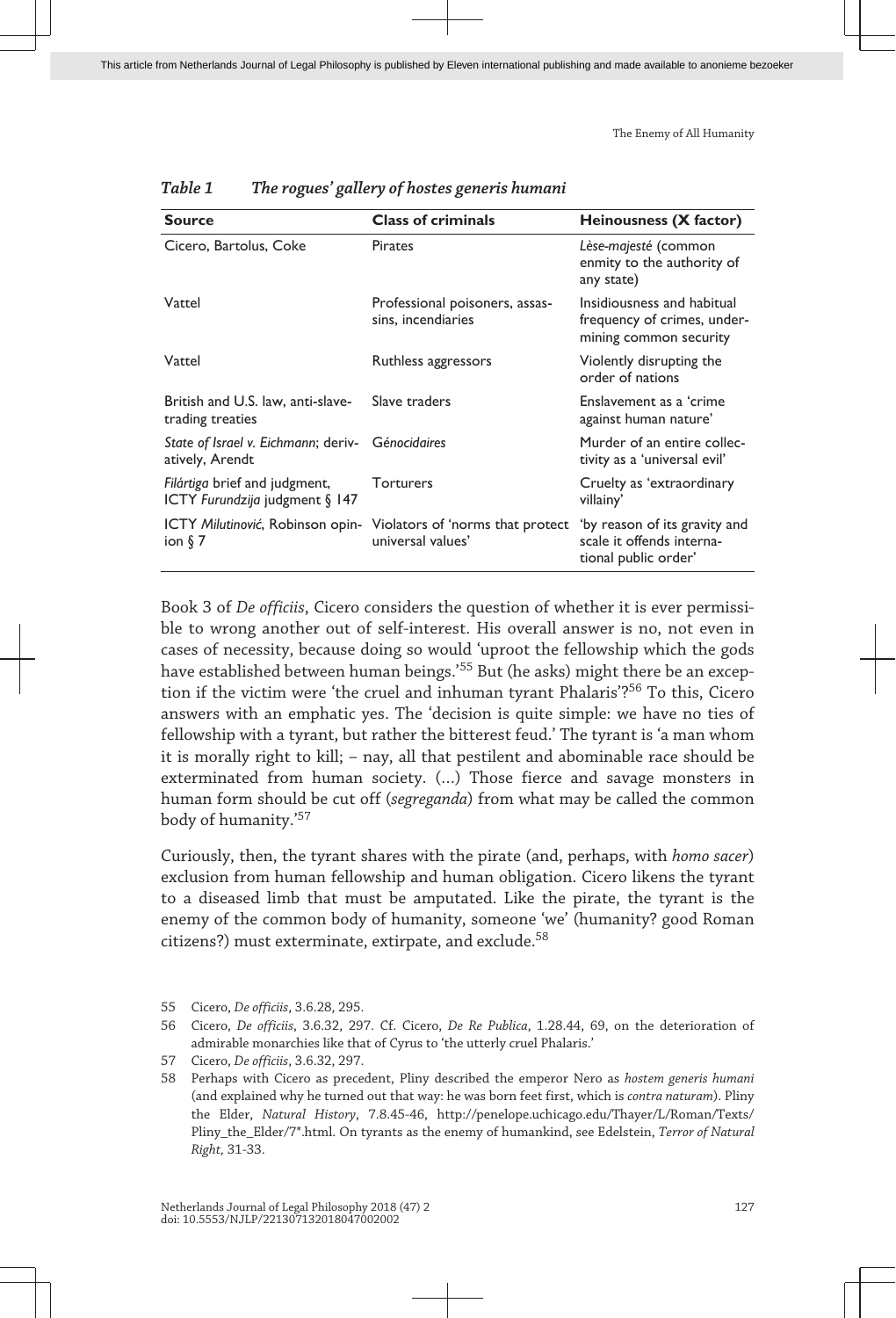*Table 1 The rogues' gallery of hostes generis humani*

| Source | Class of criminals | Heinousness (X factor) |
|---|---|---|
| Cicero, Bartolus, Coke | Pirates | *Lèse-majesté* (common enmity to the authority of any state) |
| Vattel | Professional poisoners, assassins, incendiaries | Insidiousness and habitual frequency of crimes, undermining common security |
| Vattel | Ruthless aggressors | Violently disrupting the order of nations |
| British and U.S. law, anti-slave-trading treaties | Slave traders | Enslavement as a 'crime against human nature' |
| *State of Israel v. Eichmann*; derivatively, Arendt | *Génocidaires* | Murder of an entire collectivity as a 'universal evil' |
| *Filártiga* brief and judgment, ICTY *Furundzija* judgment § 147 | Torturers | Cruelty as 'extraordinary villainy' |
| ICTY *Milutinović*, Robinson opinion § 7 | Violators of 'norms that protect universal values' | 'by reason of its gravity and scale it offends international public order' |

Book 3 of *De officiis*, Cicero considers the question of whether it is ever permissible to wrong another out of self-interest. His overall answer is no, not even in cases of necessity, because doing so would 'uproot the fellowship which the gods have established between human beings.'[55] But (he asks) might there be an exception if the victim were 'the cruel and inhuman tyrant Phalaris'?[56] To this, Cicero answers with an emphatic yes. The 'decision is quite simple: we have no ties of fellowship with a tyrant, but rather the bitterest feud.' The tyrant is 'a man whom it is morally right to kill; – nay, all that pestilent and abominable race should be exterminated from human society. (...) Those fierce and savage monsters in human form should be cut off (*segreganda*) from what may be called the common body of humanity.'[57]

Curiously, then, the tyrant shares with the pirate (and, perhaps, with *homo sacer*) exclusion from human fellowship and human obligation. Cicero likens the tyrant to a diseased limb that must be amputated. Like the pirate, the tyrant is the enemy of the common body of humanity, someone 'we' (humanity? good Roman citizens?) must exterminate, extirpate, and exclude.[58]

55 Cicero, *De officiis*, 3.6.28, 295.

56 Cicero, *De officiis*, 3.6.32, 297. Cf. Cicero, *De Re Publica*, 1.28.44, 69, on the deterioration of admirable monarchies like that of Cyrus to 'the utterly cruel Phalaris.'

57 Cicero, *De officiis*, 3.6.32, 297.

58 Perhaps with Cicero as precedent, Pliny described the emperor Nero as *hostem generis humani* (and explained why he turned out that way: he was born feet first, which is *contra naturam*). Pliny the Elder, *Natural History*, 7.8.45-46, http://penelope.uchicago.edu/Thayer/L/Roman/Texts/Pliny_the_Elder/7*.html. On tyrants as the enemy of humankind, see Edelstein, *Terror of Natural Right*, 31-33.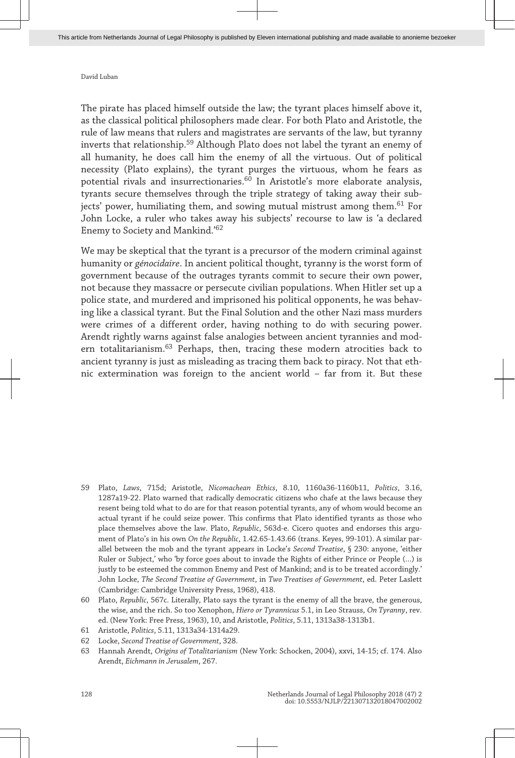The pirate has placed himself outside the law; the tyrant places himself above it, as the classical political philosophers made clear. For both Plato and Aristotle, the rule of law means that rulers and magistrates are servants of the law, but tyranny inverts that relationship.[59] Although Plato does not label the tyrant an enemy of all humanity, he does call him the enemy of all the virtuous. Out of political necessity (Plato explains), the tyrant purges the virtuous, whom he fears as potential rivals and insurrectionaries.[60] In Aristotle's more elaborate analysis, tyrants secure themselves through the triple strategy of taking away their subjects' power, humiliating them, and sowing mutual mistrust among them.[61] For John Locke, a ruler who takes away his subjects' recourse to law is 'a declared Enemy to Society and Mankind.'[62]

We may be skeptical that the tyrant is a precursor of the modern criminal against humanity or *génocidaire*. In ancient political thought, tyranny is the worst form of government because of the outrages tyrants commit to secure their own power, not because they massacre or persecute civilian populations. When Hitler set up a police state, and murdered and imprisoned his political opponents, he was behaving like a classical tyrant. But the Final Solution and the other Nazi mass murders were crimes of a different order, having nothing to do with securing power. Arendt rightly warns against false analogies between ancient tyrannies and modern totalitarianism.[63] Perhaps, then, tracing these modern atrocities back to ancient tyranny is just as misleading as tracing them back to piracy. Not that ethnic extermination was foreign to the ancient world – far from it. But these

---

59 Plato, *Laws*, 715d; Aristotle, *Nicomachean Ethics*, 8.10, 1160a36-1160b11, *Politics*, 3.16, 1287a19-22. Plato warned that radically democratic citizens who chafe at the laws because they resent being told what to do are for that reason potential tyrants, any of whom would become an actual tyrant if he could seize power. This confirms that Plato identified tyrants as those who place themselves above the law. Plato, *Republic*, 563d-e. Cicero quotes and endorses this argument of Plato's in his own *On the Republic*, 1.42.65-1.43.66 (trans. Keyes, 99-101). A similar parallel between the mob and the tyrant appears in Locke's *Second Treatise*, § 230: anyone, 'either Ruler or Subject,' who 'by force goes about to invade the Rights of either Prince or People (...) is justly to be esteemed the common Enemy and Pest of Mankind; and is to be treated accordingly.' John Locke, *The Second Treatise of Government*, in *Two Treatises of Government*, ed. Peter Laslett (Cambridge: Cambridge University Press, 1968), 418.

60 Plato, *Republic*, 567c. Literally, Plato says the tyrant is the enemy of all the brave, the generous, the wise, and the rich. So too Xenophon, *Hiero or Tyrannicus* 5.1, in Leo Strauss, *On Tyranny*, rev. ed. (New York: Free Press, 1963), 10, and Aristotle, *Politics*, 5.11, 1313a38-1313b1.

61 Aristotle, *Politics*, 5.11, 1313a34-1314a29.

62 Locke, *Second Treatise of Government*, 328.

63 Hannah Arendt, *Origins of Totalitarianism* (New York: Schocken, 2004), xxvi, 14-15; cf. 174. Also Arendt, *Eichmann in Jerusalem*, 267.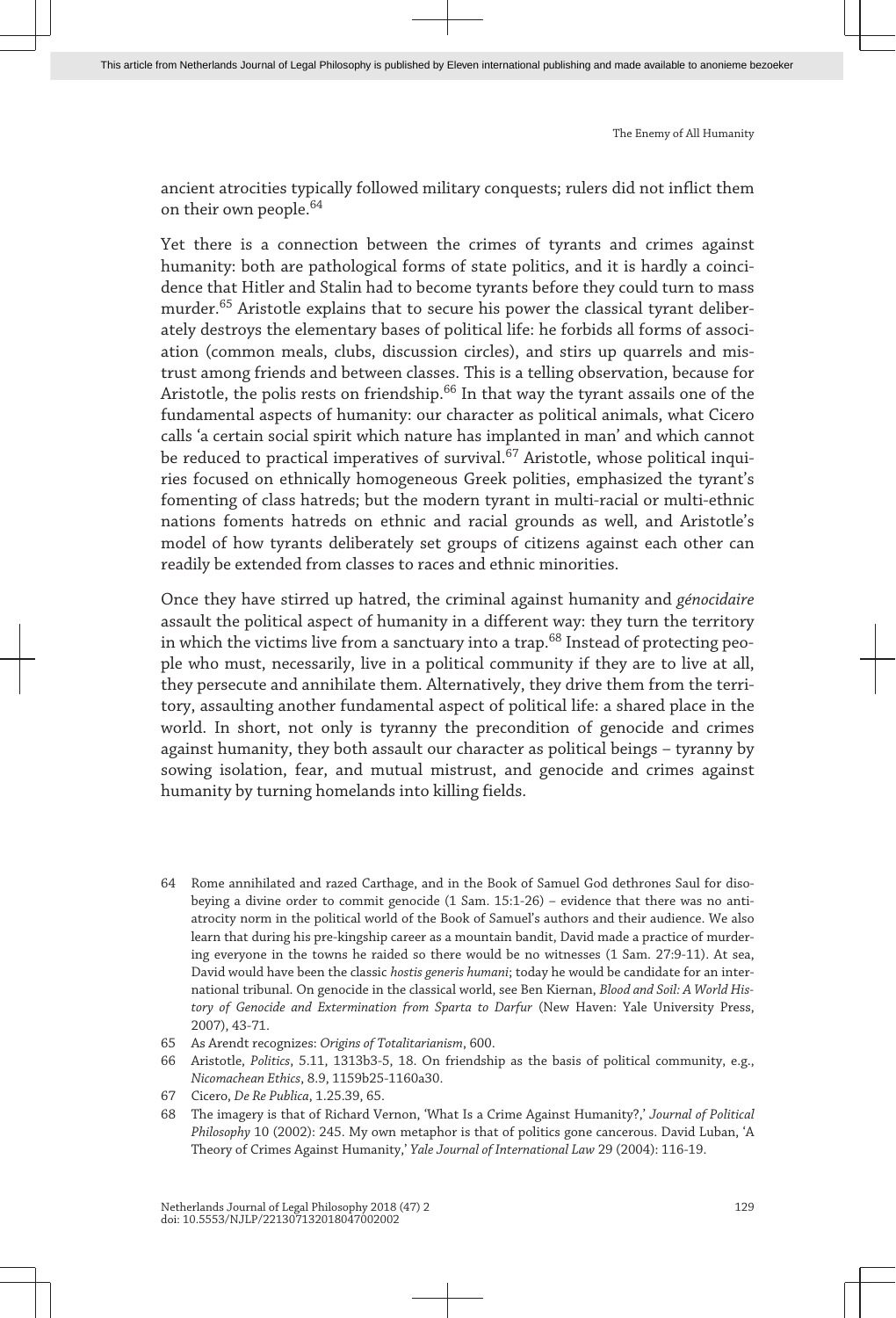ancient atrocities typically followed military conquests; rulers did not inflict them on their own people.[64]

Yet there is a connection between the crimes of tyrants and crimes against humanity: both are pathological forms of state politics, and it is hardly a coincidence that Hitler and Stalin had to become tyrants before they could turn to mass murder.[65] Aristotle explains that to secure his power the classical tyrant deliberately destroys the elementary bases of political life: he forbids all forms of association (common meals, clubs, discussion circles), and stirs up quarrels and mistrust among friends and between classes. This is a telling observation, because for Aristotle, the polis rests on friendship.[66] In that way the tyrant assails one of the fundamental aspects of humanity: our character as political animals, what Cicero calls 'a certain social spirit which nature has implanted in man' and which cannot be reduced to practical imperatives of survival.[67] Aristotle, whose political inquiries focused on ethnically homogeneous Greek polities, emphasized the tyrant's fomenting of class hatreds; but the modern tyrant in multi-racial or multi-ethnic nations foments hatreds on ethnic and racial grounds as well, and Aristotle's model of how tyrants deliberately set groups of citizens against each other can readily be extended from classes to races and ethnic minorities.

Once they have stirred up hatred, the criminal against humanity and *génocidaire* assault the political aspect of humanity in a different way: they turn the territory in which the victims live from a sanctuary into a trap.[68] Instead of protecting people who must, necessarily, live in a political community if they are to live at all, they persecute and annihilate them. Alternatively, they drive them from the territory, assaulting another fundamental aspect of political life: a shared place in the world. In short, not only is tyranny the precondition of genocide and crimes against humanity, they both assault our character as political beings – tyranny by sowing isolation, fear, and mutual mistrust, and genocide and crimes against humanity by turning homelands into killing fields.

64 Rome annihilated and razed Carthage, and in the Book of Samuel God dethrones Saul for disobeying a divine order to commit genocide (1 Sam. 15:1-26) – evidence that there was no anti-atrocity norm in the political world of the Book of Samuel's authors and their audience. We also learn that during his pre-kingship career as a mountain bandit, David made a practice of murdering everyone in the towns he raided so there would be no witnesses (1 Sam. 27:9-11). At sea, David would have been the classic *hostis generis humani*; today he would be candidate for an international tribunal. On genocide in the classical world, see Ben Kiernan, *Blood and Soil: A World History of Genocide and Extermination from Sparta to Darfur* (New Haven: Yale University Press, 2007), 43-71.

65 As Arendt recognizes: *Origins of Totalitarianism*, 600.

66 Aristotle, *Politics*, 5.11, 1313b3-5, 18. On friendship as the basis of political community, e.g., *Nicomachean Ethics*, 8.9, 1159b25-1160a30.

67 Cicero, *De Re Publica*, 1.25.39, 65.

68 The imagery is that of Richard Vernon, 'What Is a Crime Against Humanity?,' *Journal of Political Philosophy* 10 (2002): 245. My own metaphor is that of politics gone cancerous. David Luban, 'A Theory of Crimes Against Humanity,' *Yale Journal of International Law* 29 (2004): 116-19.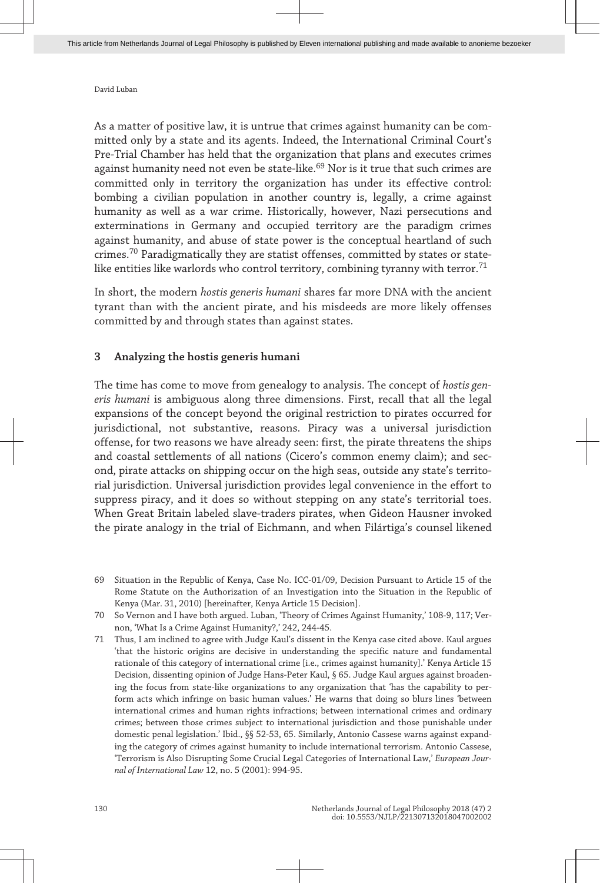As a matter of positive law, it is untrue that crimes against humanity can be committed only by a state and its agents. Indeed, the International Criminal Court's Pre-Trial Chamber has held that the organization that plans and executes crimes against humanity need not even be state-like.[69] Nor is it true that such crimes are committed only in territory the organization has under its effective control: bombing a civilian population in another country is, legally, a crime against humanity as well as a war crime. Historically, however, Nazi persecutions and exterminations in Germany and occupied territory are the paradigm crimes against humanity, and abuse of state power is the conceptual heartland of such crimes.[70] Paradigmatically they are statist offenses, committed by states or state-like entities like warlords who control territory, combining tyranny with terror.[71]

In short, the modern *hostis generis humani* shares far more DNA with the ancient tyrant than with the ancient pirate, and his misdeeds are more likely offenses committed by and through states than against states.

## 3 Analyzing the hostis generis humani

The time has come to move from genealogy to analysis. The concept of *hostis generis humani* is ambiguous along three dimensions. First, recall that all the legal expansions of the concept beyond the original restriction to pirates occurred for jurisdictional, not substantive, reasons. Piracy was a universal jurisdiction offense, for two reasons we have already seen: first, the pirate threatens the ships and coastal settlements of all nations (Cicero's common enemy claim); and second, pirate attacks on shipping occur on the high seas, outside any state's territorial jurisdiction. Universal jurisdiction provides legal convenience in the effort to suppress piracy, and it does so without stepping on any state's territorial toes. When Great Britain labeled slave-traders pirates, when Gideon Hausner invoked the pirate analogy in the trial of Eichmann, and when Filártiga's counsel likened

---

69 Situation in the Republic of Kenya, Case No. ICC-01/09, Decision Pursuant to Article 15 of the Rome Statute on the Authorization of an Investigation into the Situation in the Republic of Kenya (Mar. 31, 2010) [hereinafter, Kenya Article 15 Decision].

70 So Vernon and I have both argued. Luban, 'Theory of Crimes Against Humanity,' 108-9, 117; Vernon, 'What Is a Crime Against Humanity?,' 242, 244-45.

71 Thus, I am inclined to agree with Judge Kaul's dissent in the Kenya case cited above. Kaul argues 'that the historic origins are decisive in understanding the specific nature and fundamental rationale of this category of international crime [i.e., crimes against humanity].' Kenya Article 15 Decision, dissenting opinion of Judge Hans-Peter Kaul, § 65. Judge Kaul argues against broadening the focus from state-like organizations to any organization that 'has the capability to perform acts which infringe on basic human values.' He warns that doing so blurs lines 'between international crimes and human rights infractions; between international crimes and ordinary crimes; between those crimes subject to international jurisdiction and those punishable under domestic penal legislation.' Ibid., §§ 52-53, 65. Similarly, Antonio Cassese warns against expanding the category of crimes against humanity to include international terrorism. Antonio Cassese, 'Terrorism is Also Disrupting Some Crucial Legal Categories of International Law,' *European Journal of International Law* 12, no. 5 (2001): 994-95.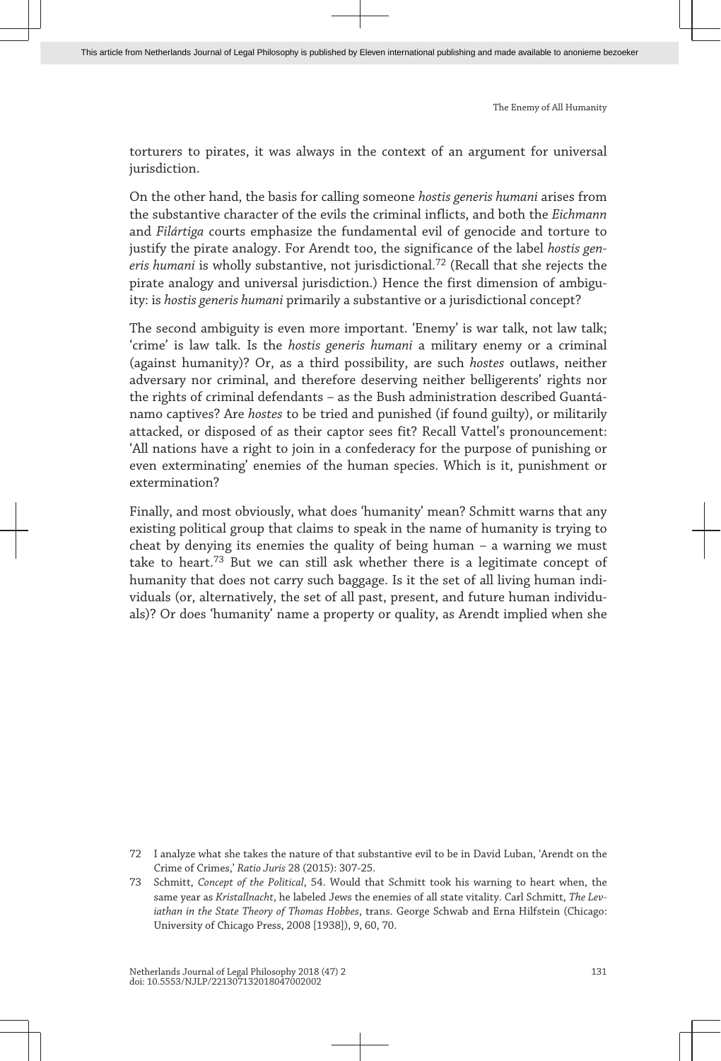torturers to pirates, it was always in the context of an argument for universal jurisdiction.

On the other hand, the basis for calling someone *hostis generis humani* arises from the substantive character of the evils the criminal inflicts, and both the *Eichmann* and *Filártiga* courts emphasize the fundamental evil of genocide and torture to justify the pirate analogy. For Arendt too, the significance of the label *hostis generis humani* is wholly substantive, not jurisdictional.[72] (Recall that she rejects the pirate analogy and universal jurisdiction.) Hence the first dimension of ambiguity: is *hostis generis humani* primarily a substantive or a jurisdictional concept?

The second ambiguity is even more important. 'Enemy' is war talk, not law talk; 'crime' is law talk. Is the *hostis generis humani* a military enemy or a criminal (against humanity)? Or, as a third possibility, are such *hostes* outlaws, neither adversary nor criminal, and therefore deserving neither belligerents' rights nor the rights of criminal defendants – as the Bush administration described Guantánamo captives? Are *hostes* to be tried and punished (if found guilty), or militarily attacked, or disposed of as their captor sees fit? Recall Vattel's pronouncement: 'All nations have a right to join in a confederacy for the purpose of punishing or even exterminating' enemies of the human species. Which is it, punishment or extermination?

Finally, and most obviously, what does 'humanity' mean? Schmitt warns that any existing political group that claims to speak in the name of humanity is trying to cheat by denying its enemies the quality of being human – a warning we must take to heart.[73] But we can still ask whether there is a legitimate concept of humanity that does not carry such baggage. Is it the set of all living human individuals (or, alternatively, the set of all past, present, and future human individuals)? Or does 'humanity' name a property or quality, as Arendt implied when she

72 I analyze what she takes the nature of that substantive evil to be in David Luban, 'Arendt on the Crime of Crimes,' *Ratio Juris* 28 (2015): 307-25.

73 Schmitt, *Concept of the Political*, 54. Would that Schmitt took his warning to heart when, the same year as *Kristallnacht*, he labeled Jews the enemies of all state vitality. Carl Schmitt, *The Leviathan in the State Theory of Thomas Hobbes*, trans. George Schwab and Erna Hilfstein (Chicago: University of Chicago Press, 2008 [1938]), 9, 60, 70.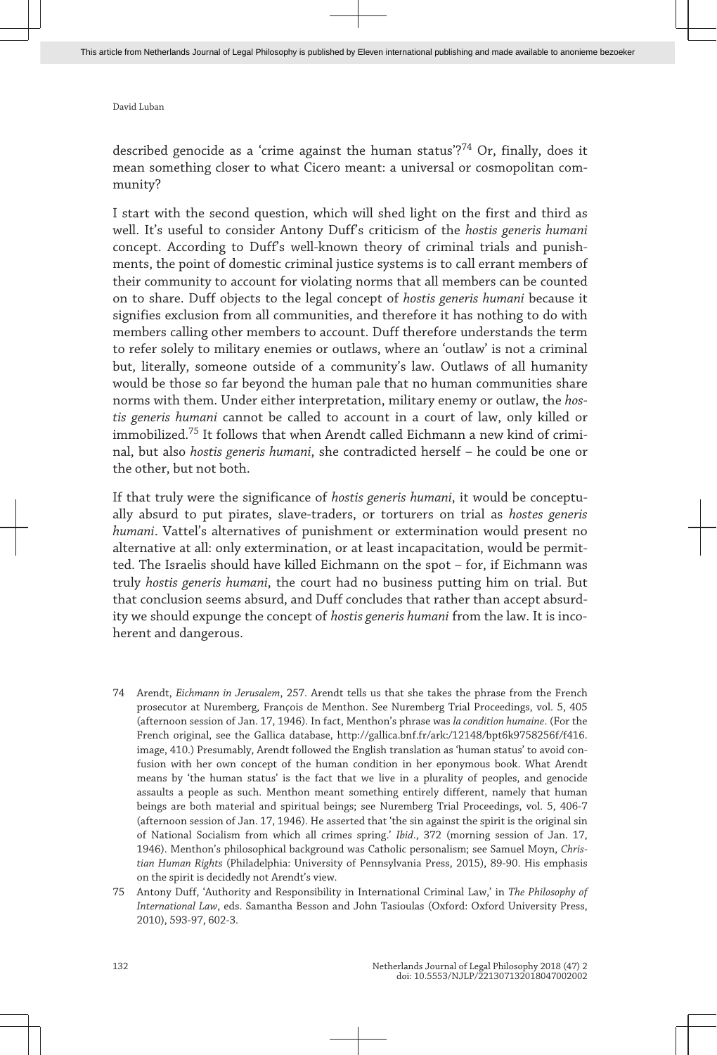described genocide as a 'crime against the human status'?[74] Or, finally, does it mean something closer to what Cicero meant: a universal or cosmopolitan community?

I start with the second question, which will shed light on the first and third as well. It's useful to consider Antony Duff's criticism of the *hostis generis humani* concept. According to Duff's well-known theory of criminal trials and punishments, the point of domestic criminal justice systems is to call errant members of their community to account for violating norms that all members can be counted on to share. Duff objects to the legal concept of *hostis generis humani* because it signifies exclusion from all communities, and therefore it has nothing to do with members calling other members to account. Duff therefore understands the term to refer solely to military enemies or outlaws, where an 'outlaw' is not a criminal but, literally, someone outside of a community's law. Outlaws of all humanity would be those so far beyond the human pale that no human communities share norms with them. Under either interpretation, military enemy or outlaw, the *hostis generis humani* cannot be called to account in a court of law, only killed or immobilized.[75] It follows that when Arendt called Eichmann a new kind of criminal, but also *hostis generis humani*, she contradicted herself – he could be one or the other, but not both.

If that truly were the significance of *hostis generis humani*, it would be conceptually absurd to put pirates, slave-traders, or torturers on trial as *hostes generis humani*. Vattel's alternatives of punishment or extermination would present no alternative at all: only extermination, or at least incapacitation, would be permitted. The Israelis should have killed Eichmann on the spot – for, if Eichmann was truly *hostis generis humani*, the court had no business putting him on trial. But that conclusion seems absurd, and Duff concludes that rather than accept absurdity we should expunge the concept of *hostis generis humani* from the law. It is incoherent and dangerous.

74 Arendt, *Eichmann in Jerusalem*, 257. Arendt tells us that she takes the phrase from the French prosecutor at Nuremberg, François de Menthon. See Nuremberg Trial Proceedings, vol. 5, 405 (afternoon session of Jan. 17, 1946). In fact, Menthon's phrase was *la condition humaine*. (For the French original, see the Gallica database, http://gallica.bnf.fr/ark:/12148/bpt6k9758256f/f416.image, 410.) Presumably, Arendt followed the English translation as 'human status' to avoid confusion with her own concept of the human condition in her eponymous book. What Arendt means by 'the human status' is the fact that we live in a plurality of peoples, and genocide assaults a people as such. Menthon meant something entirely different, namely that human beings are both material and spiritual beings; see Nuremberg Trial Proceedings, vol. 5, 406-7 (afternoon session of Jan. 17, 1946). He asserted that 'the sin against the spirit is the original sin of National Socialism from which all crimes spring.' *Ibid*., 372 (morning session of Jan. 17, 1946). Menthon's philosophical background was Catholic personalism; see Samuel Moyn, *Christian Human Rights* (Philadelphia: University of Pennsylvania Press, 2015), 89-90. His emphasis on the spirit is decidedly not Arendt's view.

75 Antony Duff, 'Authority and Responsibility in International Criminal Law,' in *The Philosophy of International Law*, eds. Samantha Besson and John Tasioulas (Oxford: Oxford University Press, 2010), 593-97, 602-3.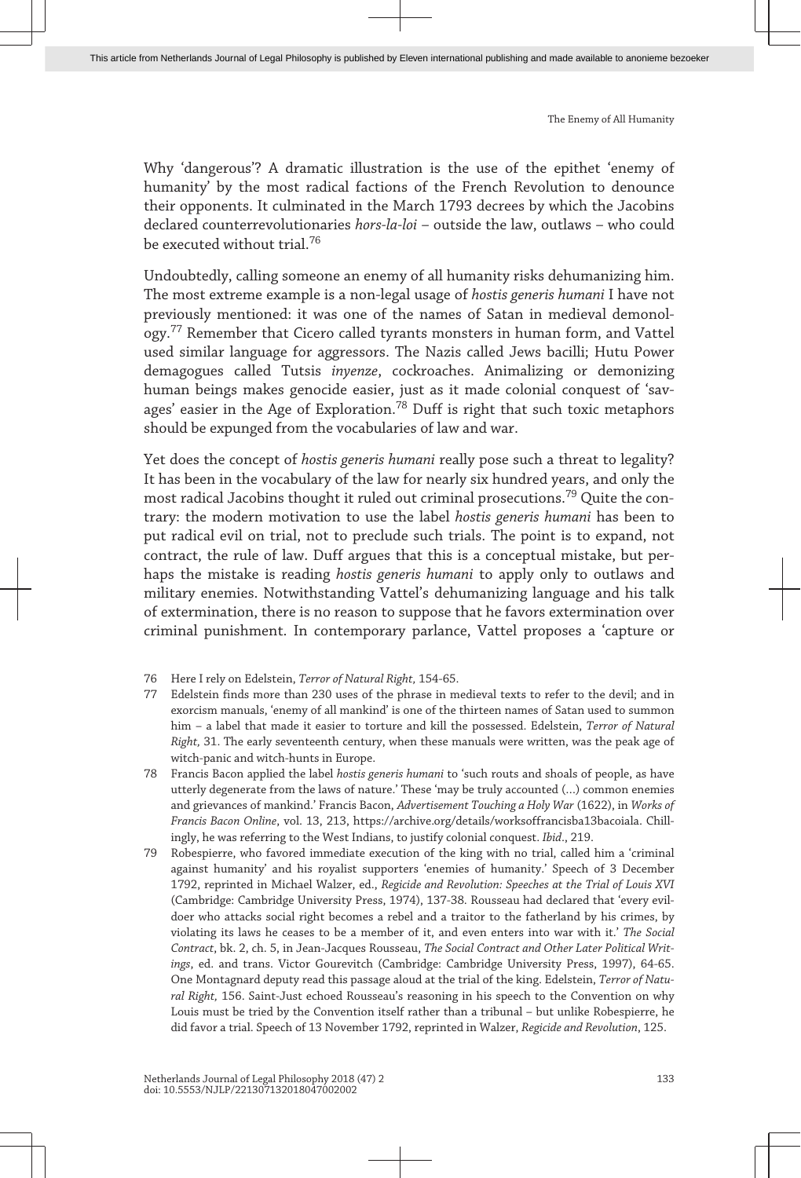Why 'dangerous'? A dramatic illustration is the use of the epithet 'enemy of humanity' by the most radical factions of the French Revolution to denounce their opponents. It culminated in the March 1793 decrees by which the Jacobins declared counterrevolutionaries *hors-la-loi* – outside the law, outlaws – who could be executed without trial.[76]

Undoubtedly, calling someone an enemy of all humanity risks dehumanizing him. The most extreme example is a non-legal usage of *hostis generis humani* I have not previously mentioned: it was one of the names of Satan in medieval demonology.[77] Remember that Cicero called tyrants monsters in human form, and Vattel used similar language for aggressors. The Nazis called Jews bacilli; Hutu Power demagogues called Tutsis *inyenze*, cockroaches. Animalizing or demonizing human beings makes genocide easier, just as it made colonial conquest of 'savages' easier in the Age of Exploration.[78] Duff is right that such toxic metaphors should be expunged from the vocabularies of law and war.

Yet does the concept of *hostis generis humani* really pose such a threat to legality? It has been in the vocabulary of the law for nearly six hundred years, and only the most radical Jacobins thought it ruled out criminal prosecutions.[79] Quite the contrary: the modern motivation to use the label *hostis generis humani* has been to put radical evil on trial, not to preclude such trials. The point is to expand, not contract, the rule of law. Duff argues that this is a conceptual mistake, but perhaps the mistake is reading *hostis generis humani* to apply only to outlaws and military enemies. Notwithstanding Vattel's dehumanizing language and his talk of extermination, there is no reason to suppose that he favors extermination over criminal punishment. In contemporary parlance, Vattel proposes a 'capture or

76 Here I rely on Edelstein, *Terror of Natural Right*, 154-65.

77 Edelstein finds more than 230 uses of the phrase in medieval texts to refer to the devil; and in exorcism manuals, 'enemy of all mankind' is one of the thirteen names of Satan used to summon him – a label that made it easier to torture and kill the possessed. Edelstein, *Terror of Natural Right*, 31. The early seventeenth century, when these manuals were written, was the peak age of witch-panic and witch-hunts in Europe.

78 Francis Bacon applied the label *hostis generis humani* to 'such routs and shoals of people, as have utterly degenerate from the laws of nature.' These 'may be truly accounted (…) common enemies and grievances of mankind.' Francis Bacon, *Advertisement Touching a Holy War* (1622), in *Works of Francis Bacon Online*, vol. 13, 213, https://archive.org/details/worksoffrancisba13baconiala. Chillingly, he was referring to the West Indians, to justify colonial conquest. *Ibid*., 219.

79 Robespierre, who favored immediate execution of the king with no trial, called him a 'criminal against humanity' and his royalist supporters 'enemies of humanity.' Speech of 3 December 1792, reprinted in Michael Walzer, ed., *Regicide and Revolution: Speeches at the Trial of Louis XVI* (Cambridge: Cambridge University Press, 1974), 137-38. Rousseau had declared that 'every evil-doer who attacks social right becomes a rebel and a traitor to the fatherland by his crimes, by violating its laws he ceases to be a member of it, and even enters into war with it.' *The Social Contract*, bk. 2, ch. 5, in Jean-Jacques Rousseau, *The Social Contract and Other Later Political Writings*, ed. and trans. Victor Gourevitch (Cambridge: Cambridge University Press, 1997), 64-65. One Montagnard deputy read this passage aloud at the trial of the king. Edelstein, *Terror of Natural Right*, 156. Saint-Just echoed Rousseau's reasoning in his speech to the Convention on why Louis must be tried by the Convention itself rather than a tribunal – but unlike Robespierre, he did favor a trial. Speech of 13 November 1792, reprinted in Walzer, *Regicide and Revolution*, 125.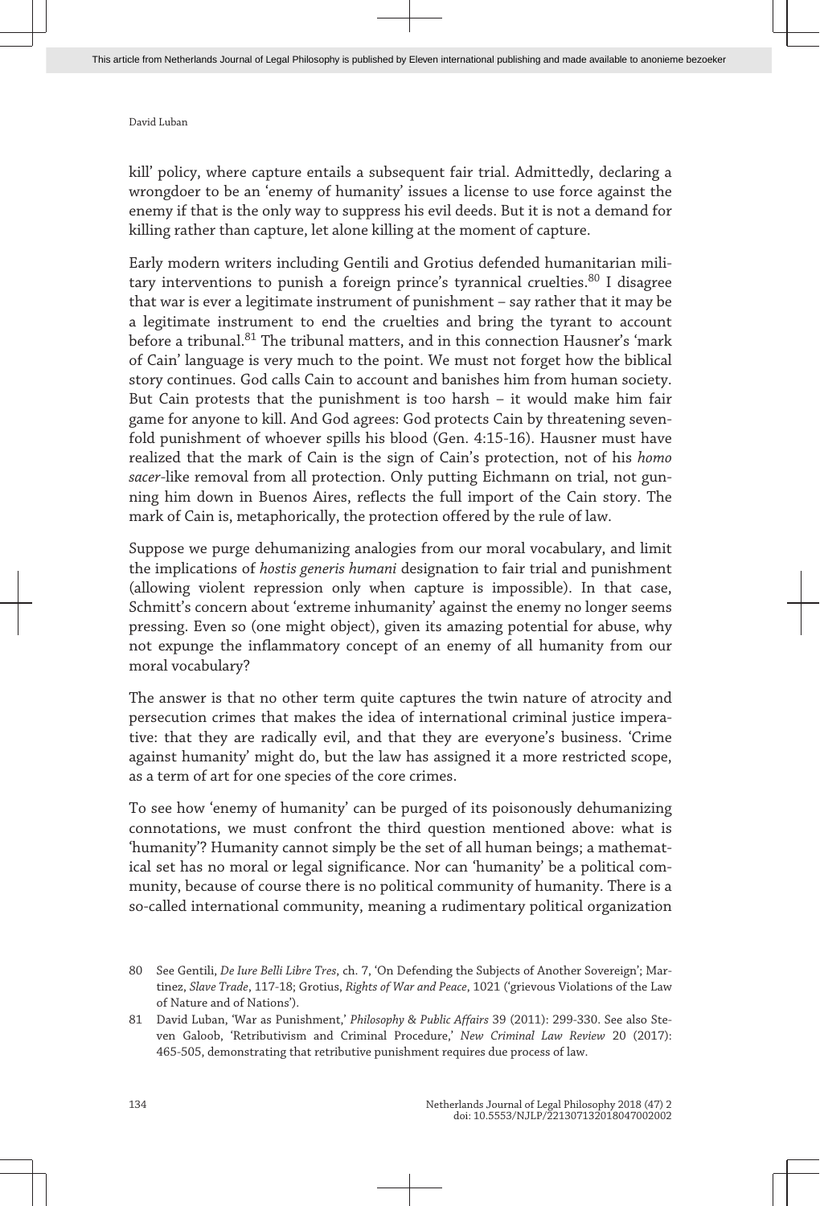kill' policy, where capture entails a subsequent fair trial. Admittedly, declaring a wrongdoer to be an 'enemy of humanity' issues a license to use force against the enemy if that is the only way to suppress his evil deeds. But it is not a demand for killing rather than capture, let alone killing at the moment of capture.

Early modern writers including Gentili and Grotius defended humanitarian military interventions to punish a foreign prince's tyrannical cruelties.[80] I disagree that war is ever a legitimate instrument of punishment – say rather that it may be a legitimate instrument to end the cruelties and bring the tyrant to account before a tribunal.[81] The tribunal matters, and in this connection Hausner's 'mark of Cain' language is very much to the point. We must not forget how the biblical story continues. God calls Cain to account and banishes him from human society. But Cain protests that the punishment is too harsh – it would make him fair game for anyone to kill. And God agrees: God protects Cain by threatening sevenfold punishment of whoever spills his blood (Gen. 4:15-16). Hausner must have realized that the mark of Cain is the sign of Cain's protection, not of his *homo sacer*-like removal from all protection. Only putting Eichmann on trial, not gunning him down in Buenos Aires, reflects the full import of the Cain story. The mark of Cain is, metaphorically, the protection offered by the rule of law.

Suppose we purge dehumanizing analogies from our moral vocabulary, and limit the implications of *hostis generis humani* designation to fair trial and punishment (allowing violent repression only when capture is impossible). In that case, Schmitt's concern about 'extreme inhumanity' against the enemy no longer seems pressing. Even so (one might object), given its amazing potential for abuse, why not expunge the inflammatory concept of an enemy of all humanity from our moral vocabulary?

The answer is that no other term quite captures the twin nature of atrocity and persecution crimes that makes the idea of international criminal justice imperative: that they are radically evil, and that they are everyone's business. 'Crime against humanity' might do, but the law has assigned it a more restricted scope, as a term of art for one species of the core crimes.

To see how 'enemy of humanity' can be purged of its poisonously dehumanizing connotations, we must confront the third question mentioned above: what is 'humanity'? Humanity cannot simply be the set of all human beings; a mathematical set has no moral or legal significance. Nor can 'humanity' be a political community, because of course there is no political community of humanity. There is a so-called international community, meaning a rudimentary political organization

80 See Gentili, *De Iure Belli Libre Tres*, ch. 7, 'On Defending the Subjects of Another Sovereign'; Martinez, *Slave Trade*, 117-18; Grotius, *Rights of War and Peace*, 1021 ('grievous Violations of the Law of Nature and of Nations').

81 David Luban, 'War as Punishment,' *Philosophy & Public Affairs* 39 (2011): 299-330. See also Steven Galoob, 'Retributivism and Criminal Procedure,' *New Criminal Law Review* 20 (2017): 465-505, demonstrating that retributive punishment requires due process of law.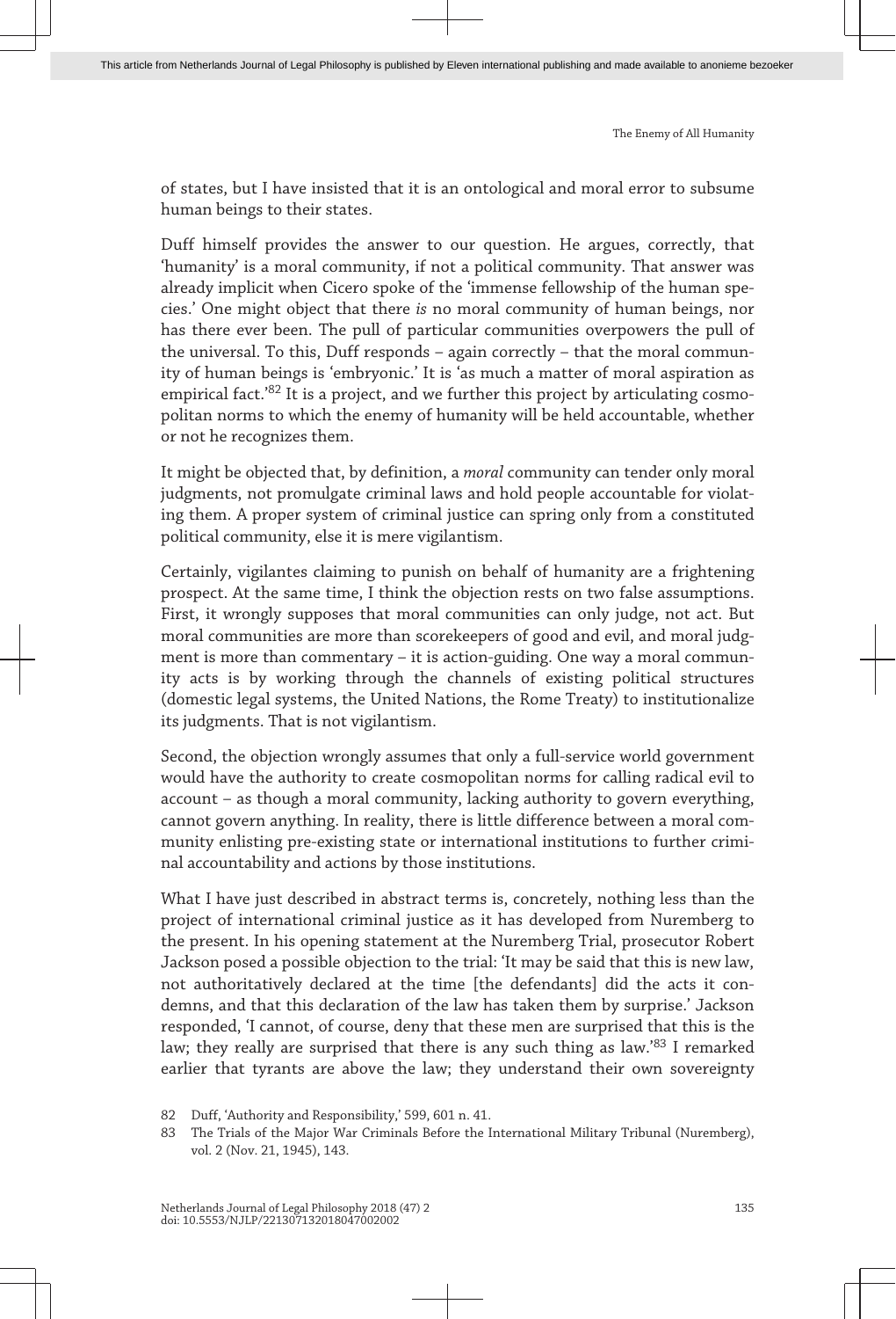of states, but I have insisted that it is an ontological and moral error to subsume human beings to their states.

Duff himself provides the answer to our question. He argues, correctly, that 'humanity' is a moral community, if not a political community. That answer was already implicit when Cicero spoke of the 'immense fellowship of the human species.' One might object that there *is* no moral community of human beings, nor has there ever been. The pull of particular communities overpowers the pull of the universal. To this, Duff responds – again correctly – that the moral community of human beings is 'embryonic.' It is 'as much a matter of moral aspiration as empirical fact.'[82] It is a project, and we further this project by articulating cosmopolitan norms to which the enemy of humanity will be held accountable, whether or not he recognizes them.

It might be objected that, by definition, a *moral* community can tender only moral judgments, not promulgate criminal laws and hold people accountable for violating them. A proper system of criminal justice can spring only from a constituted political community, else it is mere vigilantism.

Certainly, vigilantes claiming to punish on behalf of humanity are a frightening prospect. At the same time, I think the objection rests on two false assumptions. First, it wrongly supposes that moral communities can only judge, not act. But moral communities are more than scorekeepers of good and evil, and moral judgment is more than commentary – it is action-guiding. One way a moral community acts is by working through the channels of existing political structures (domestic legal systems, the United Nations, the Rome Treaty) to institutionalize its judgments. That is not vigilantism.

Second, the objection wrongly assumes that only a full-service world government would have the authority to create cosmopolitan norms for calling radical evil to account – as though a moral community, lacking authority to govern everything, cannot govern anything. In reality, there is little difference between a moral community enlisting pre-existing state or international institutions to further criminal accountability and actions by those institutions.

What I have just described in abstract terms is, concretely, nothing less than the project of international criminal justice as it has developed from Nuremberg to the present. In his opening statement at the Nuremberg Trial, prosecutor Robert Jackson posed a possible objection to the trial: 'It may be said that this is new law, not authoritatively declared at the time [the defendants] did the acts it condemns, and that this declaration of the law has taken them by surprise.' Jackson responded, 'I cannot, of course, deny that these men are surprised that this is the law; they really are surprised that there is any such thing as law.'[83] I remarked earlier that tyrants are above the law; they understand their own sovereignty

82 Duff, 'Authority and Responsibility,' 599, 601 n. 41.

83 The Trials of the Major War Criminals Before the International Military Tribunal (Nuremberg), vol. 2 (Nov. 21, 1945), 143.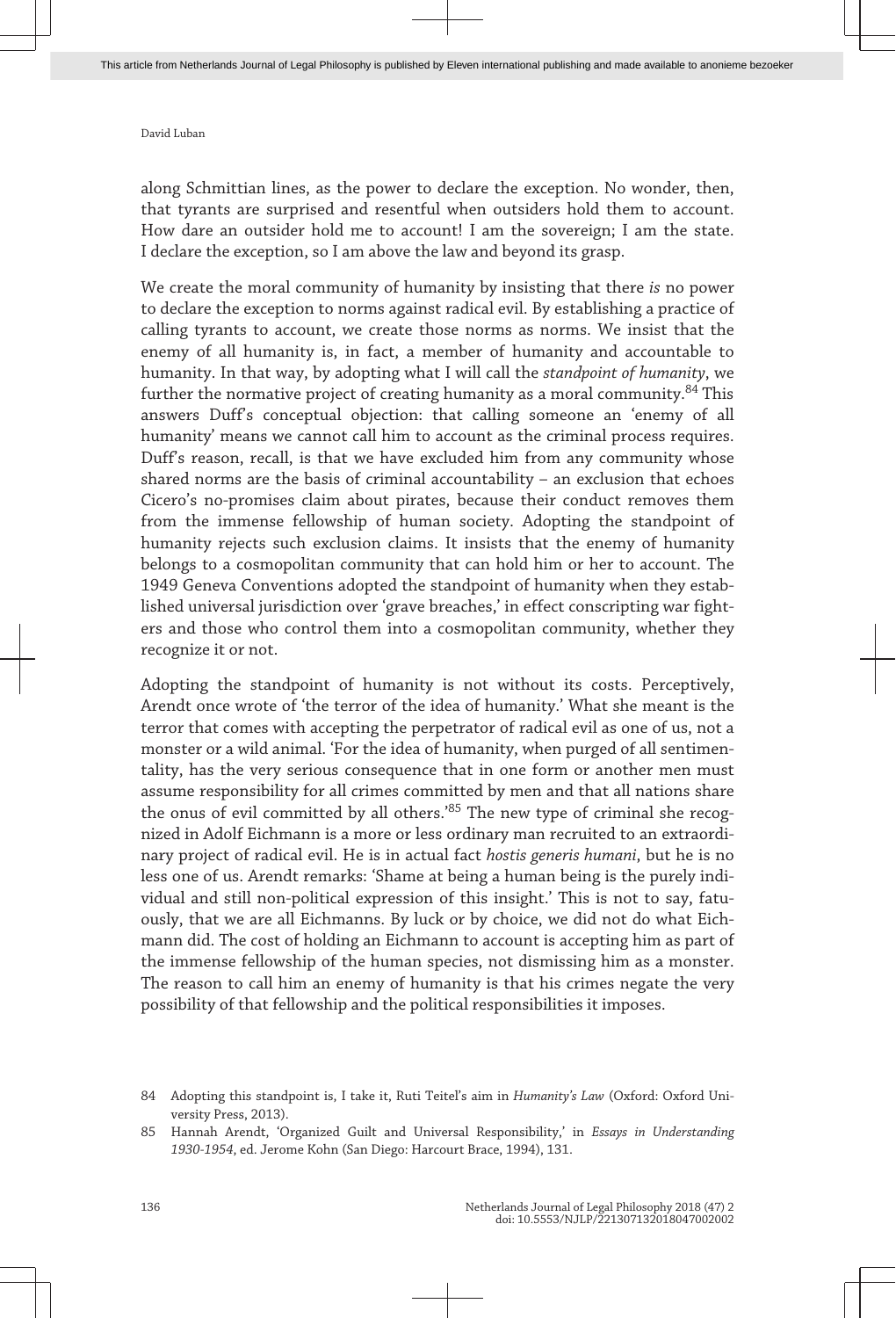along Schmittian lines, as the power to declare the exception. No wonder, then, that tyrants are surprised and resentful when outsiders hold them to account. How dare an outsider hold me to account! I am the sovereign; I am the state. I declare the exception, so I am above the law and beyond its grasp.

We create the moral community of humanity by insisting that there *is* no power to declare the exception to norms against radical evil. By establishing a practice of calling tyrants to account, we create those norms as norms. We insist that the enemy of all humanity is, in fact, a member of humanity and accountable to humanity. In that way, by adopting what I will call the *standpoint of humanity*, we further the normative project of creating humanity as a moral community.[84] This answers Duff's conceptual objection: that calling someone an 'enemy of all humanity' means we cannot call him to account as the criminal process requires. Duff's reason, recall, is that we have excluded him from any community whose shared norms are the basis of criminal accountability – an exclusion that echoes Cicero's no-promises claim about pirates, because their conduct removes them from the immense fellowship of human society. Adopting the standpoint of humanity rejects such exclusion claims. It insists that the enemy of humanity belongs to a cosmopolitan community that can hold him or her to account. The 1949 Geneva Conventions adopted the standpoint of humanity when they established universal jurisdiction over 'grave breaches,' in effect conscripting war fighters and those who control them into a cosmopolitan community, whether they recognize it or not.

Adopting the standpoint of humanity is not without its costs. Perceptively, Arendt once wrote of 'the terror of the idea of humanity.' What she meant is the terror that comes with accepting the perpetrator of radical evil as one of us, not a monster or a wild animal. 'For the idea of humanity, when purged of all sentimentality, has the very serious consequence that in one form or another men must assume responsibility for all crimes committed by men and that all nations share the onus of evil committed by all others.'[85] The new type of criminal she recognized in Adolf Eichmann is a more or less ordinary man recruited to an extraordinary project of radical evil. He is in actual fact *hostis generis humani*, but he is no less one of us. Arendt remarks: 'Shame at being a human being is the purely individual and still non-political expression of this insight.' This is not to say, fatuously, that we are all Eichmanns. By luck or by choice, we did not do what Eichmann did. The cost of holding an Eichmann to account is accepting him as part of the immense fellowship of the human species, not dismissing him as a monster. The reason to call him an enemy of humanity is that his crimes negate the very possibility of that fellowship and the political responsibilities it imposes.

84 Adopting this standpoint is, I take it, Ruti Teitel's aim in *Humanity's Law* (Oxford: Oxford University Press, 2013).

85 Hannah Arendt, 'Organized Guilt and Universal Responsibility,' in *Essays in Understanding 1930-1954*, ed. Jerome Kohn (San Diego: Harcourt Brace, 1994), 131.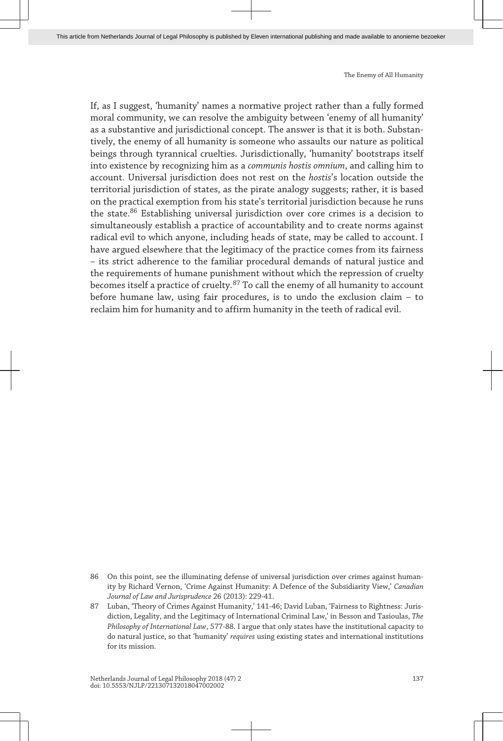If, as I suggest, 'humanity' names a normative project rather than a fully formed moral community, we can resolve the ambiguity between 'enemy of all humanity' as a substantive and jurisdictional concept. The answer is that it is both. Substantively, the enemy of all humanity is someone who assaults our nature as political beings through tyrannical cruelties. Jurisdictionally, 'humanity' bootstraps itself into existence by recognizing him as a *communis hostis omnium*, and calling him to account. Universal jurisdiction does not rest on the *hostis*'s location outside the territorial jurisdiction of states, as the pirate analogy suggests; rather, it is based on the practical exemption from his state's territorial jurisdiction because he runs the state.[86] Establishing universal jurisdiction over core crimes is a decision to simultaneously establish a practice of accountability and to create norms against radical evil to which anyone, including heads of state, may be called to account. I have argued elsewhere that the legitimacy of the practice comes from its fairness – its strict adherence to the familiar procedural demands of natural justice and the requirements of humane punishment without which the repression of cruelty becomes itself a practice of cruelty.[87] To call the enemy of all humanity to account before humane law, using fair procedures, is to undo the exclusion claim – to reclaim him for humanity and to affirm humanity in the teeth of radical evil.

86 On this point, see the illuminating defense of universal jurisdiction over crimes against humanity by Richard Vernon, 'Crime Against Humanity: A Defence of the Subsidiarity View,' *Canadian Journal of Law and Jurisprudence* 26 (2013): 229-41.

87 Luban, 'Theory of Crimes Against Humanity,' 141-46; David Luban, 'Fairness to Rightness: Jurisdiction, Legality, and the Legitimacy of International Criminal Law,' in Besson and Tasioulas, *The Philosophy of International Law*, 577-88. I argue that only states have the institutional capacity to do natural justice, so that 'humanity' *requires* using existing states and international institutions for its mission.